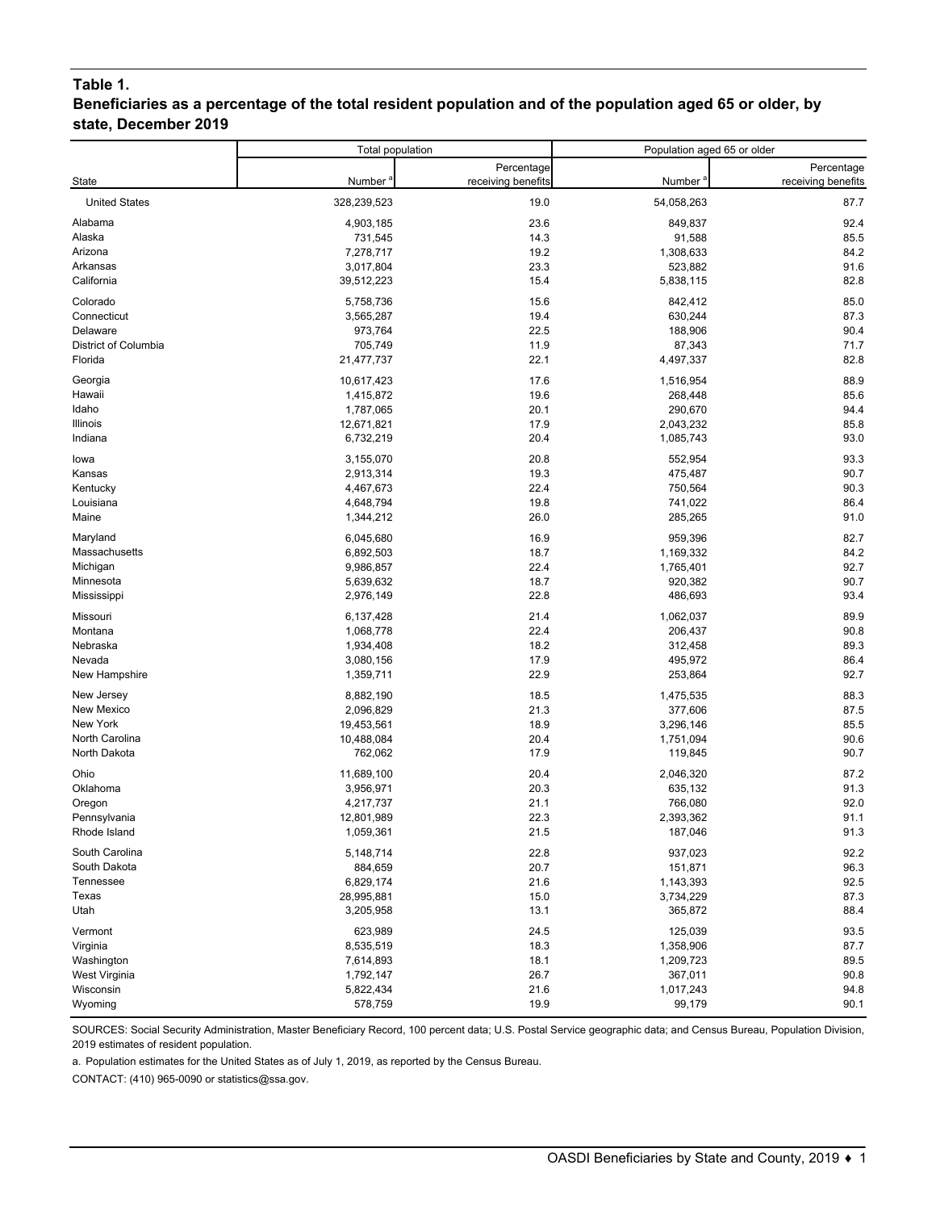**Table 1.**
**Beneficiaries as a percentage of the total resident population and of the population aged 65 or older, by state, December 2019**

| State | Total population | | Population aged 65 or older | |
|---|---|---|---|---|
| | Number [a] | Percentage receiving benefits | Number [a] | Percentage receiving benefits |
| United States | 328,239,523 | 19.0 | 54,058,263 | 87.7 |
| Alabama | 4,903,185 | 23.6 | 849,837 | 92.4 |
| Alaska | 731,545 | 14.3 | 91,588 | 85.5 |
| Arizona | 7,278,717 | 19.2 | 1,308,633 | 84.2 |
| Arkansas | 3,017,804 | 23.3 | 523,882 | 91.6 |
| California | 39,512,223 | 15.4 | 5,838,115 | 82.8 |
| Colorado | 5,758,736 | 15.6 | 842,412 | 85.0 |
| Connecticut | 3,565,287 | 19.4 | 630,244 | 87.3 |
| Delaware | 973,764 | 22.5 | 188,906 | 90.4 |
| District of Columbia | 705,749 | 11.9 | 87,343 | 71.7 |
| Florida | 21,477,737 | 22.1 | 4,497,337 | 82.8 |
| Georgia | 10,617,423 | 17.6 | 1,516,954 | 88.9 |
| Hawaii | 1,415,872 | 19.6 | 268,448 | 85.6 |
| Idaho | 1,787,065 | 20.1 | 290,670 | 94.4 |
| Illinois | 12,671,821 | 17.9 | 2,043,232 | 85.8 |
| Indiana | 6,732,219 | 20.4 | 1,085,743 | 93.0 |
| Iowa | 3,155,070 | 20.8 | 552,954 | 93.3 |
| Kansas | 2,913,314 | 19.3 | 475,487 | 90.7 |
| Kentucky | 4,467,673 | 22.4 | 750,564 | 90.3 |
| Louisiana | 4,648,794 | 19.8 | 741,022 | 86.4 |
| Maine | 1,344,212 | 26.0 | 285,265 | 91.0 |
| Maryland | 6,045,680 | 16.9 | 959,396 | 82.7 |
| Massachusetts | 6,892,503 | 18.7 | 1,169,332 | 84.2 |
| Michigan | 9,986,857 | 22.4 | 1,765,401 | 92.7 |
| Minnesota | 5,639,632 | 18.7 | 920,382 | 90.7 |
| Mississippi | 2,976,149 | 22.8 | 486,693 | 93.4 |
| Missouri | 6,137,428 | 21.4 | 1,062,037 | 89.9 |
| Montana | 1,068,778 | 22.4 | 206,437 | 90.8 |
| Nebraska | 1,934,408 | 18.2 | 312,458 | 89.3 |
| Nevada | 3,080,156 | 17.9 | 495,972 | 86.4 |
| New Hampshire | 1,359,711 | 22.9 | 253,864 | 92.7 |
| New Jersey | 8,882,190 | 18.5 | 1,475,535 | 88.3 |
| New Mexico | 2,096,829 | 21.3 | 377,606 | 87.5 |
| New York | 19,453,561 | 18.9 | 3,296,146 | 85.5 |
| North Carolina | 10,488,084 | 20.4 | 1,751,094 | 90.6 |
| North Dakota | 762,062 | 17.9 | 119,845 | 90.7 |
| Ohio | 11,689,100 | 20.4 | 2,046,320 | 87.2 |
| Oklahoma | 3,956,971 | 20.3 | 635,132 | 91.3 |
| Oregon | 4,217,737 | 21.1 | 766,080 | 92.0 |
| Pennsylvania | 12,801,989 | 22.3 | 2,393,362 | 91.1 |
| Rhode Island | 1,059,361 | 21.5 | 187,046 | 91.3 |
| South Carolina | 5,148,714 | 22.8 | 937,023 | 92.2 |
| South Dakota | 884,659 | 20.7 | 151,871 | 96.3 |
| Tennessee | 6,829,174 | 21.6 | 1,143,393 | 92.5 |
| Texas | 28,995,881 | 15.0 | 3,734,229 | 87.3 |
| Utah | 3,205,958 | 13.1 | 365,872 | 88.4 |
| Vermont | 623,989 | 24.5 | 125,039 | 93.5 |
| Virginia | 8,535,519 | 18.3 | 1,358,906 | 87.7 |
| Washington | 7,614,893 | 18.1 | 1,209,723 | 89.5 |
| West Virginia | 1,792,147 | 26.7 | 367,011 | 90.8 |
| Wisconsin | 5,822,434 | 21.6 | 1,017,243 | 94.8 |
| Wyoming | 578,759 | 19.9 | 99,179 | 90.1 |

SOURCES: Social Security Administration, Master Beneficiary Record, 100 percent data; U.S. Postal Service geographic data; and Census Bureau, Population Division, 2019 estimates of resident population.

a. Population estimates for the United States as of July 1, 2019, as reported by the Census Bureau.

CONTACT: (410) 965-0090 or statistics@ssa.gov.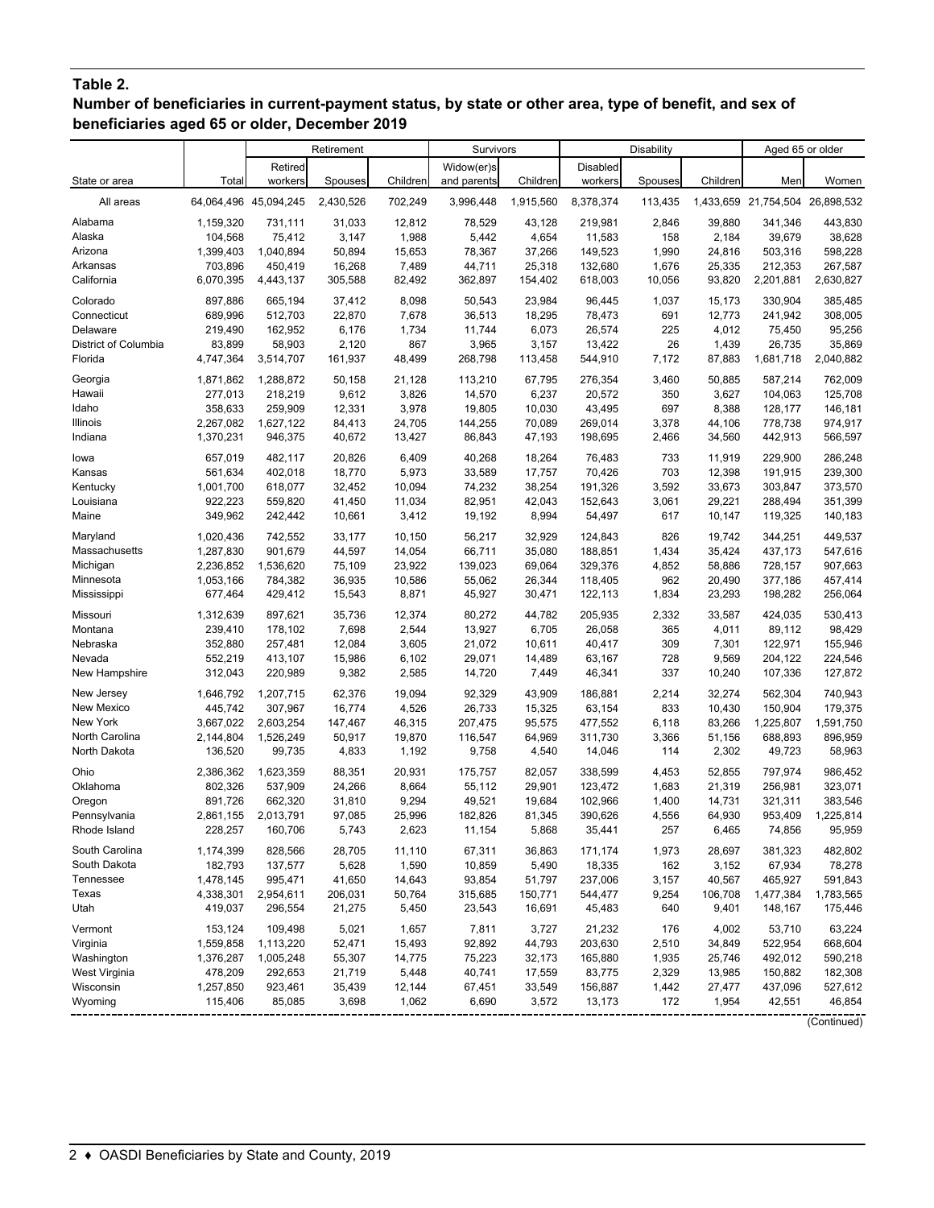**Table 2.**
**Number of beneficiaries in current-payment status, by state or other area, type of benefit, and sex of beneficiaries aged 65 or older, December 2019**

| State or area | Total | Retirement | | | Survivors | | Disability | | | Aged 65 or older | |
|---|---|---|---|---|---|---|---|---|---|---|---|
| | | Retired workers | Spouses | Children | Widow(er)s and parents | Children | Disabled workers | Spouses | Children | Men | Women |
| All areas | 64,064,496 | 45,094,245 | 2,430,526 | 702,249 | 3,996,448 | 1,915,560 | 8,378,374 | 113,435 | 1,433,659 | 21,754,504 | 26,898,532 |
| Alabama | 1,159,320 | 731,111 | 31,033 | 12,812 | 78,529 | 43,128 | 219,981 | 2,846 | 39,880 | 341,346 | 443,830 |
| Alaska | 104,568 | 75,412 | 3,147 | 1,988 | 5,442 | 4,654 | 11,583 | 158 | 2,184 | 39,679 | 38,628 |
| Arizona | 1,399,403 | 1,040,894 | 50,894 | 15,653 | 78,367 | 37,266 | 149,523 | 1,990 | 24,816 | 503,316 | 598,228 |
| Arkansas | 703,896 | 450,419 | 16,268 | 7,489 | 44,711 | 25,318 | 132,680 | 1,676 | 25,335 | 212,353 | 267,587 |
| California | 6,070,395 | 4,443,137 | 305,588 | 82,492 | 362,897 | 154,402 | 618,003 | 10,056 | 93,820 | 2,201,881 | 2,630,827 |
| Colorado | 897,886 | 665,194 | 37,412 | 8,098 | 50,543 | 23,984 | 96,445 | 1,037 | 15,173 | 330,904 | 385,485 |
| Connecticut | 689,996 | 512,703 | 22,870 | 7,678 | 36,513 | 18,295 | 78,473 | 691 | 12,773 | 241,942 | 308,005 |
| Delaware | 219,490 | 162,952 | 6,176 | 1,734 | 11,744 | 6,073 | 26,574 | 225 | 4,012 | 75,450 | 95,256 |
| District of Columbia | 83,899 | 58,903 | 2,120 | 867 | 3,965 | 3,157 | 13,422 | 26 | 1,439 | 26,735 | 35,869 |
| Florida | 4,747,364 | 3,514,707 | 161,937 | 48,499 | 268,798 | 113,458 | 544,910 | 7,172 | 87,883 | 1,681,718 | 2,040,882 |
| Georgia | 1,871,862 | 1,288,872 | 50,158 | 21,128 | 113,210 | 67,795 | 276,354 | 3,460 | 50,885 | 587,214 | 762,009 |
| Hawaii | 277,013 | 218,219 | 9,612 | 3,826 | 14,570 | 6,237 | 20,572 | 350 | 3,627 | 104,063 | 125,708 |
| Idaho | 358,633 | 259,909 | 12,331 | 3,978 | 19,805 | 10,030 | 43,495 | 697 | 8,388 | 128,177 | 146,181 |
| Illinois | 2,267,082 | 1,627,122 | 84,413 | 24,705 | 144,255 | 70,089 | 269,014 | 3,378 | 44,106 | 778,738 | 974,917 |
| Indiana | 1,370,231 | 946,375 | 40,672 | 13,427 | 86,843 | 47,193 | 198,695 | 2,466 | 34,560 | 442,913 | 566,597 |
| Iowa | 657,019 | 482,117 | 20,826 | 6,409 | 40,268 | 18,264 | 76,483 | 733 | 11,919 | 229,900 | 286,248 |
| Kansas | 561,634 | 402,018 | 18,770 | 5,973 | 33,589 | 17,757 | 70,426 | 703 | 12,398 | 191,915 | 239,300 |
| Kentucky | 1,001,700 | 618,077 | 32,452 | 10,094 | 74,232 | 38,254 | 191,326 | 3,592 | 33,673 | 303,847 | 373,570 |
| Louisiana | 922,223 | 559,820 | 41,450 | 11,034 | 82,951 | 42,043 | 152,643 | 3,061 | 29,221 | 288,494 | 351,399 |
| Maine | 349,962 | 242,442 | 10,661 | 3,412 | 19,192 | 8,994 | 54,497 | 617 | 10,147 | 119,325 | 140,183 |
| Maryland | 1,020,436 | 742,552 | 33,177 | 10,150 | 56,217 | 32,929 | 124,843 | 826 | 19,742 | 344,251 | 449,537 |
| Massachusetts | 1,287,830 | 901,679 | 44,597 | 14,054 | 66,711 | 35,080 | 188,851 | 1,434 | 35,424 | 437,173 | 547,616 |
| Michigan | 2,236,852 | 1,536,620 | 75,109 | 23,922 | 139,023 | 69,064 | 329,376 | 4,852 | 58,886 | 728,157 | 907,663 |
| Minnesota | 1,053,166 | 784,382 | 36,935 | 10,586 | 55,062 | 26,344 | 118,405 | 962 | 20,490 | 377,186 | 457,414 |
| Mississippi | 677,464 | 429,412 | 15,543 | 8,871 | 45,927 | 30,471 | 122,113 | 1,834 | 23,293 | 198,282 | 256,064 |
| Missouri | 1,312,639 | 897,621 | 35,736 | 12,374 | 80,272 | 44,782 | 205,935 | 2,332 | 33,587 | 424,035 | 530,413 |
| Montana | 239,410 | 178,102 | 7,698 | 2,544 | 13,927 | 6,705 | 26,058 | 365 | 4,011 | 89,112 | 98,429 |
| Nebraska | 352,880 | 257,481 | 12,084 | 3,605 | 21,072 | 10,611 | 40,417 | 309 | 7,301 | 122,971 | 155,946 |
| Nevada | 552,219 | 413,107 | 15,986 | 6,102 | 29,071 | 14,489 | 63,167 | 728 | 9,569 | 204,122 | 224,546 |
| New Hampshire | 312,043 | 220,989 | 9,382 | 2,585 | 14,720 | 7,449 | 46,341 | 337 | 10,240 | 107,336 | 127,872 |
| New Jersey | 1,646,792 | 1,207,715 | 62,376 | 19,094 | 92,329 | 43,909 | 186,881 | 2,214 | 32,274 | 562,304 | 740,943 |
| New Mexico | 445,742 | 307,967 | 16,774 | 4,526 | 26,733 | 15,325 | 63,154 | 833 | 10,430 | 150,904 | 179,375 |
| New York | 3,667,022 | 2,603,254 | 147,467 | 46,315 | 207,475 | 95,575 | 477,552 | 6,118 | 83,266 | 1,225,807 | 1,591,750 |
| North Carolina | 2,144,804 | 1,526,249 | 50,917 | 19,870 | 116,547 | 64,969 | 311,730 | 3,366 | 51,156 | 688,893 | 896,959 |
| North Dakota | 136,520 | 99,735 | 4,833 | 1,192 | 9,758 | 4,540 | 14,046 | 114 | 2,302 | 49,723 | 58,963 |
| Ohio | 2,386,362 | 1,623,359 | 88,351 | 20,931 | 175,757 | 82,057 | 338,599 | 4,453 | 52,855 | 797,974 | 986,452 |
| Oklahoma | 802,326 | 537,909 | 24,266 | 8,664 | 55,112 | 29,901 | 123,472 | 1,683 | 21,319 | 256,981 | 323,071 |
| Oregon | 891,726 | 662,320 | 31,810 | 9,294 | 49,521 | 19,684 | 102,966 | 1,400 | 14,731 | 321,311 | 383,546 |
| Pennsylvania | 2,861,155 | 2,013,791 | 97,085 | 25,996 | 182,826 | 81,345 | 390,626 | 4,556 | 64,930 | 953,409 | 1,225,814 |
| Rhode Island | 228,257 | 160,706 | 5,743 | 2,623 | 11,154 | 5,868 | 35,441 | 257 | 6,465 | 74,856 | 95,959 |
| South Carolina | 1,174,399 | 828,566 | 28,705 | 11,110 | 67,311 | 36,863 | 171,174 | 1,973 | 28,697 | 381,323 | 482,802 |
| South Dakota | 182,793 | 137,577 | 5,628 | 1,590 | 10,859 | 5,490 | 18,335 | 162 | 3,152 | 67,934 | 78,278 |
| Tennessee | 1,478,145 | 995,471 | 41,650 | 14,643 | 93,854 | 51,797 | 237,006 | 3,157 | 40,567 | 465,927 | 591,843 |
| Texas | 4,338,301 | 2,954,611 | 206,031 | 50,764 | 315,685 | 150,771 | 544,477 | 9,254 | 106,708 | 1,477,384 | 1,783,565 |
| Utah | 419,037 | 296,554 | 21,275 | 5,450 | 23,543 | 16,691 | 45,483 | 640 | 9,401 | 148,167 | 175,446 |
| Vermont | 153,124 | 109,498 | 5,021 | 1,657 | 7,811 | 3,727 | 21,232 | 176 | 4,002 | 53,710 | 63,224 |
| Virginia | 1,559,858 | 1,113,220 | 52,471 | 15,493 | 92,892 | 44,793 | 203,630 | 2,510 | 34,849 | 522,954 | 668,604 |
| Washington | 1,376,287 | 1,005,248 | 55,307 | 14,775 | 75,223 | 32,173 | 165,880 | 1,935 | 25,746 | 492,012 | 590,218 |
| West Virginia | 478,209 | 292,653 | 21,719 | 5,448 | 40,741 | 17,559 | 83,775 | 2,329 | 13,985 | 150,882 | 182,308 |
| Wisconsin | 1,257,850 | 923,461 | 35,439 | 12,144 | 67,451 | 33,549 | 156,887 | 1,442 | 27,477 | 437,096 | 527,612 |
| Wyoming | 115,406 | 85,085 | 3,698 | 1,062 | 6,690 | 3,572 | 13,173 | 172 | 1,954 | 42,551 | 46,854 |

(Continued)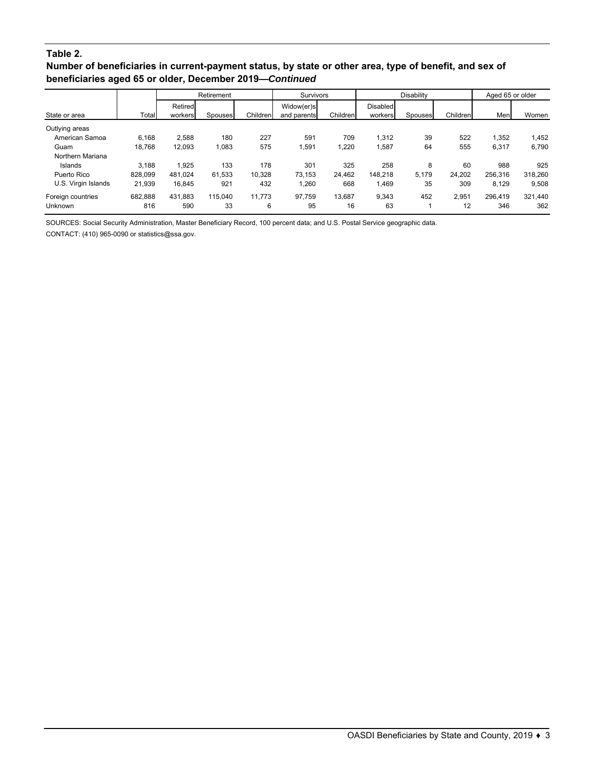**Table 2.**

**Number of beneficiaries in current-payment status, by state or other area, type of benefit, and sex of beneficiaries aged 65 or older, December 2019—*Continued***

| State or area | Total | Retirement | | | Survivors | | Disability | | | Aged 65 or older | |
|---|---|---|---|---|---|---|---|---|---|---|---|
| | | Retired workers | Spouses | Children | Widow(er)s and parents | Children | Disabled workers | Spouses | Children | Men | Women |
| Outlying areas | | | | | | | | | | | |
| American Samoa | 6,168 | 2,588 | 180 | 227 | 591 | 709 | 1,312 | 39 | 522 | 1,352 | 1,452 |
| Guam | 18,768 | 12,093 | 1,083 | 575 | 1,591 | 1,220 | 1,587 | 64 | 555 | 6,317 | 6,790 |
| Northern Mariana Islands | 3,188 | 1,925 | 133 | 178 | 301 | 325 | 258 | 8 | 60 | 988 | 925 |
| Puerto Rico | 828,099 | 481,024 | 61,533 | 10,328 | 73,153 | 24,462 | 148,218 | 5,179 | 24,202 | 256,316 | 318,260 |
| U.S. Virgin Islands | 21,939 | 16,845 | 921 | 432 | 1,260 | 668 | 1,469 | 35 | 309 | 8,129 | 9,508 |
| Foreign countries | 682,888 | 431,883 | 115,040 | 11,773 | 97,759 | 13,687 | 9,343 | 452 | 2,951 | 296,419 | 321,440 |
| Unknown | 816 | 590 | 33 | 6 | 95 | 16 | 63 | 1 | 12 | 346 | 362 |

SOURCES: Social Security Administration, Master Beneficiary Record, 100 percent data; and U.S. Postal Service geographic data.

CONTACT: (410) 965-0090 or statistics@ssa.gov.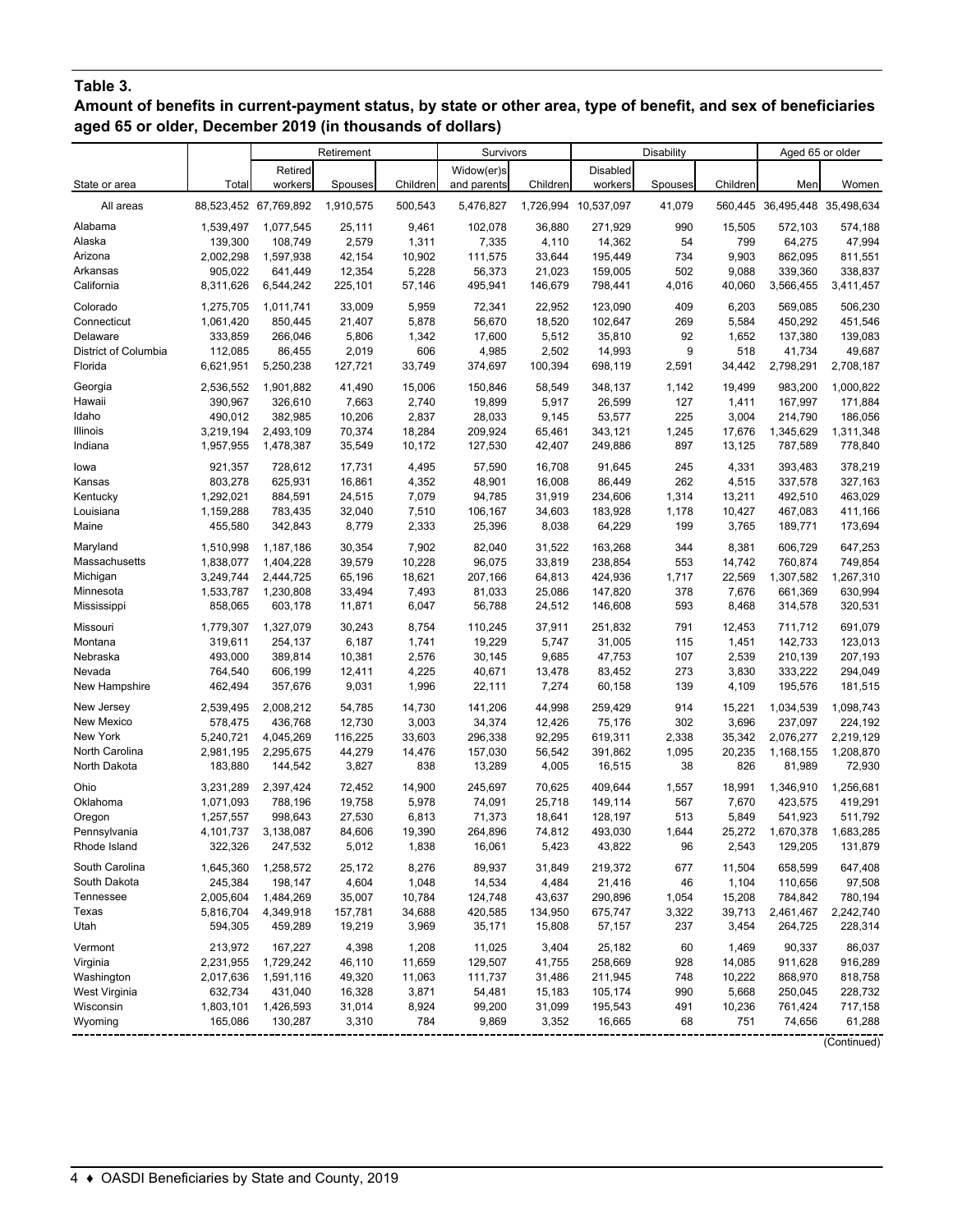**Table 3.**

**Amount of benefits in current-payment status, by state or other area, type of benefit, and sex of beneficiaries aged 65 or older, December 2019 (in thousands of dollars)**

| | | Retirement | | | Survivors | | Disability | | | Aged 65 or older | |
|---|---|---|---|---|---|---|---|---|---|---|---|
| State or area | Total | Retired workers | Spouses | Children | Widow(er)s and parents | Children | Disabled workers | Spouses | Children | Men | Women |
| All areas | 88,523,452 | 67,769,892 | 1,910,575 | 500,543 | 5,476,827 | 1,726,994 | 10,537,097 | 41,079 | 560,445 | 36,495,448 | 35,498,634 |
| Alabama | 1,539,497 | 1,077,545 | 25,111 | 9,461 | 102,078 | 36,880 | 271,929 | 990 | 15,505 | 572,103 | 574,188 |
| Alaska | 139,300 | 108,749 | 2,579 | 1,311 | 7,335 | 4,110 | 14,362 | 54 | 799 | 64,275 | 47,994 |
| Arizona | 2,002,298 | 1,597,938 | 42,154 | 10,902 | 111,575 | 33,644 | 195,449 | 734 | 9,903 | 862,095 | 811,551 |
| Arkansas | 905,022 | 641,449 | 12,354 | 5,228 | 56,373 | 21,023 | 159,005 | 502 | 9,088 | 339,360 | 338,837 |
| California | 8,311,626 | 6,544,242 | 225,101 | 57,146 | 495,941 | 146,679 | 798,441 | 4,016 | 40,060 | 3,566,455 | 3,411,457 |
| Colorado | 1,275,705 | 1,011,741 | 33,009 | 5,959 | 72,341 | 22,952 | 123,090 | 409 | 6,203 | 569,085 | 506,230 |
| Connecticut | 1,061,420 | 850,445 | 21,407 | 5,878 | 56,670 | 18,520 | 102,647 | 269 | 5,584 | 450,292 | 451,546 |
| Delaware | 333,859 | 266,046 | 5,806 | 1,342 | 17,600 | 5,512 | 35,810 | 92 | 1,652 | 137,380 | 139,083 |
| District of Columbia | 112,085 | 86,455 | 2,019 | 606 | 4,985 | 2,502 | 14,993 | 9 | 518 | 41,734 | 49,687 |
| Florida | 6,621,951 | 5,250,238 | 127,721 | 33,749 | 374,697 | 100,394 | 698,119 | 2,591 | 34,442 | 2,798,291 | 2,708,187 |
| Georgia | 2,536,552 | 1,901,882 | 41,490 | 15,006 | 150,846 | 58,549 | 348,137 | 1,142 | 19,499 | 983,200 | 1,000,822 |
| Hawaii | 390,967 | 326,610 | 7,663 | 2,740 | 19,899 | 5,917 | 26,599 | 127 | 1,411 | 167,997 | 171,884 |
| Idaho | 490,012 | 382,985 | 10,206 | 2,837 | 28,033 | 9,145 | 53,577 | 225 | 3,004 | 214,790 | 186,056 |
| Illinois | 3,219,194 | 2,493,109 | 70,374 | 18,284 | 209,924 | 65,461 | 343,121 | 1,245 | 17,676 | 1,345,629 | 1,311,348 |
| Indiana | 1,957,955 | 1,478,387 | 35,549 | 10,172 | 127,530 | 42,407 | 249,886 | 897 | 13,125 | 787,589 | 778,840 |
| Iowa | 921,357 | 728,612 | 17,731 | 4,495 | 57,590 | 16,708 | 91,645 | 245 | 4,331 | 393,483 | 378,219 |
| Kansas | 803,278 | 625,931 | 16,861 | 4,352 | 48,901 | 16,008 | 86,449 | 262 | 4,515 | 337,578 | 327,163 |
| Kentucky | 1,292,021 | 884,591 | 24,515 | 7,079 | 94,785 | 31,919 | 234,606 | 1,314 | 13,211 | 492,510 | 463,029 |
| Louisiana | 1,159,288 | 783,435 | 32,040 | 7,510 | 106,167 | 34,603 | 183,928 | 1,178 | 10,427 | 467,083 | 411,166 |
| Maine | 455,580 | 342,843 | 8,779 | 2,333 | 25,396 | 8,038 | 64,229 | 199 | 3,765 | 189,771 | 173,694 |
| Maryland | 1,510,998 | 1,187,186 | 30,354 | 7,902 | 82,040 | 31,522 | 163,268 | 344 | 8,381 | 606,729 | 647,253 |
| Massachusetts | 1,838,077 | 1,404,228 | 39,579 | 10,228 | 96,075 | 33,819 | 238,854 | 553 | 14,742 | 760,874 | 749,854 |
| Michigan | 3,249,744 | 2,444,725 | 65,196 | 18,621 | 207,166 | 64,813 | 424,936 | 1,717 | 22,569 | 1,307,582 | 1,267,310 |
| Minnesota | 1,533,787 | 1,230,808 | 33,494 | 7,493 | 81,033 | 25,086 | 147,820 | 378 | 7,676 | 661,369 | 630,994 |
| Mississippi | 858,065 | 603,178 | 11,871 | 6,047 | 56,788 | 24,512 | 146,608 | 593 | 8,468 | 314,578 | 320,531 |
| Missouri | 1,779,307 | 1,327,079 | 30,243 | 8,754 | 110,245 | 37,911 | 251,832 | 791 | 12,453 | 711,712 | 691,079 |
| Montana | 319,611 | 254,137 | 6,187 | 1,741 | 19,229 | 5,747 | 31,005 | 115 | 1,451 | 142,733 | 123,013 |
| Nebraska | 493,000 | 389,814 | 10,381 | 2,576 | 30,145 | 9,685 | 47,753 | 107 | 2,539 | 210,139 | 207,193 |
| Nevada | 764,540 | 606,199 | 12,411 | 4,225 | 40,671 | 13,478 | 83,452 | 273 | 3,830 | 333,222 | 294,049 |
| New Hampshire | 462,494 | 357,676 | 9,031 | 1,996 | 22,111 | 7,274 | 60,158 | 139 | 4,109 | 195,576 | 181,515 |
| New Jersey | 2,539,495 | 2,008,212 | 54,785 | 14,730 | 141,206 | 44,998 | 259,429 | 914 | 15,221 | 1,034,539 | 1,098,743 |
| New Mexico | 578,475 | 436,768 | 12,730 | 3,003 | 34,374 | 12,426 | 75,176 | 302 | 3,696 | 237,097 | 224,192 |
| New York | 5,240,721 | 4,045,269 | 116,225 | 33,603 | 296,338 | 92,295 | 619,311 | 2,338 | 35,342 | 2,076,277 | 2,219,129 |
| North Carolina | 2,981,195 | 2,295,675 | 44,279 | 14,476 | 157,030 | 56,542 | 391,862 | 1,095 | 20,235 | 1,168,155 | 1,208,870 |
| North Dakota | 183,880 | 144,542 | 3,827 | 838 | 13,289 | 4,005 | 16,515 | 38 | 826 | 81,989 | 72,930 |
| Ohio | 3,231,289 | 2,397,424 | 72,452 | 14,900 | 245,697 | 70,625 | 409,644 | 1,557 | 18,991 | 1,346,910 | 1,256,681 |
| Oklahoma | 1,071,093 | 788,196 | 19,758 | 5,978 | 74,091 | 25,718 | 149,114 | 567 | 7,670 | 423,575 | 419,291 |
| Oregon | 1,257,557 | 998,643 | 27,530 | 6,813 | 71,373 | 18,641 | 128,197 | 513 | 5,849 | 541,923 | 511,792 |
| Pennsylvania | 4,101,737 | 3,138,087 | 84,606 | 19,390 | 264,896 | 74,812 | 493,030 | 1,644 | 25,272 | 1,670,378 | 1,683,285 |
| Rhode Island | 322,326 | 247,532 | 5,012 | 1,838 | 16,061 | 5,423 | 43,822 | 96 | 2,543 | 129,205 | 131,879 |
| South Carolina | 1,645,360 | 1,258,572 | 25,172 | 8,276 | 89,937 | 31,849 | 219,372 | 677 | 11,504 | 658,599 | 647,408 |
| South Dakota | 245,384 | 198,147 | 4,604 | 1,048 | 14,534 | 4,484 | 21,416 | 46 | 1,104 | 110,656 | 97,508 |
| Tennessee | 2,005,604 | 1,484,269 | 35,007 | 10,784 | 124,748 | 43,637 | 290,896 | 1,054 | 15,208 | 784,842 | 780,194 |
| Texas | 5,816,704 | 4,349,918 | 157,781 | 34,688 | 420,585 | 134,950 | 675,747 | 3,322 | 39,713 | 2,461,467 | 2,242,740 |
| Utah | 594,305 | 459,289 | 19,219 | 3,969 | 35,171 | 15,808 | 57,157 | 237 | 3,454 | 264,725 | 228,314 |
| Vermont | 213,972 | 167,227 | 4,398 | 1,208 | 11,025 | 3,404 | 25,182 | 60 | 1,469 | 90,337 | 86,037 |
| Virginia | 2,231,955 | 1,729,242 | 46,110 | 11,659 | 129,507 | 41,755 | 258,669 | 928 | 14,085 | 911,628 | 916,289 |
| Washington | 2,017,636 | 1,591,116 | 49,320 | 11,063 | 111,737 | 31,486 | 211,945 | 748 | 10,222 | 868,970 | 818,758 |
| West Virginia | 632,734 | 431,040 | 16,328 | 3,871 | 54,481 | 15,183 | 105,174 | 990 | 5,668 | 250,045 | 228,732 |
| Wisconsin | 1,803,101 | 1,426,593 | 31,014 | 8,924 | 99,200 | 31,099 | 195,543 | 491 | 10,236 | 761,424 | 717,158 |
| Wyoming | 165,086 | 130,287 | 3,310 | 784 | 9,869 | 3,352 | 16,665 | 68 | 751 | 74,656 | 61,288 |

(Continued)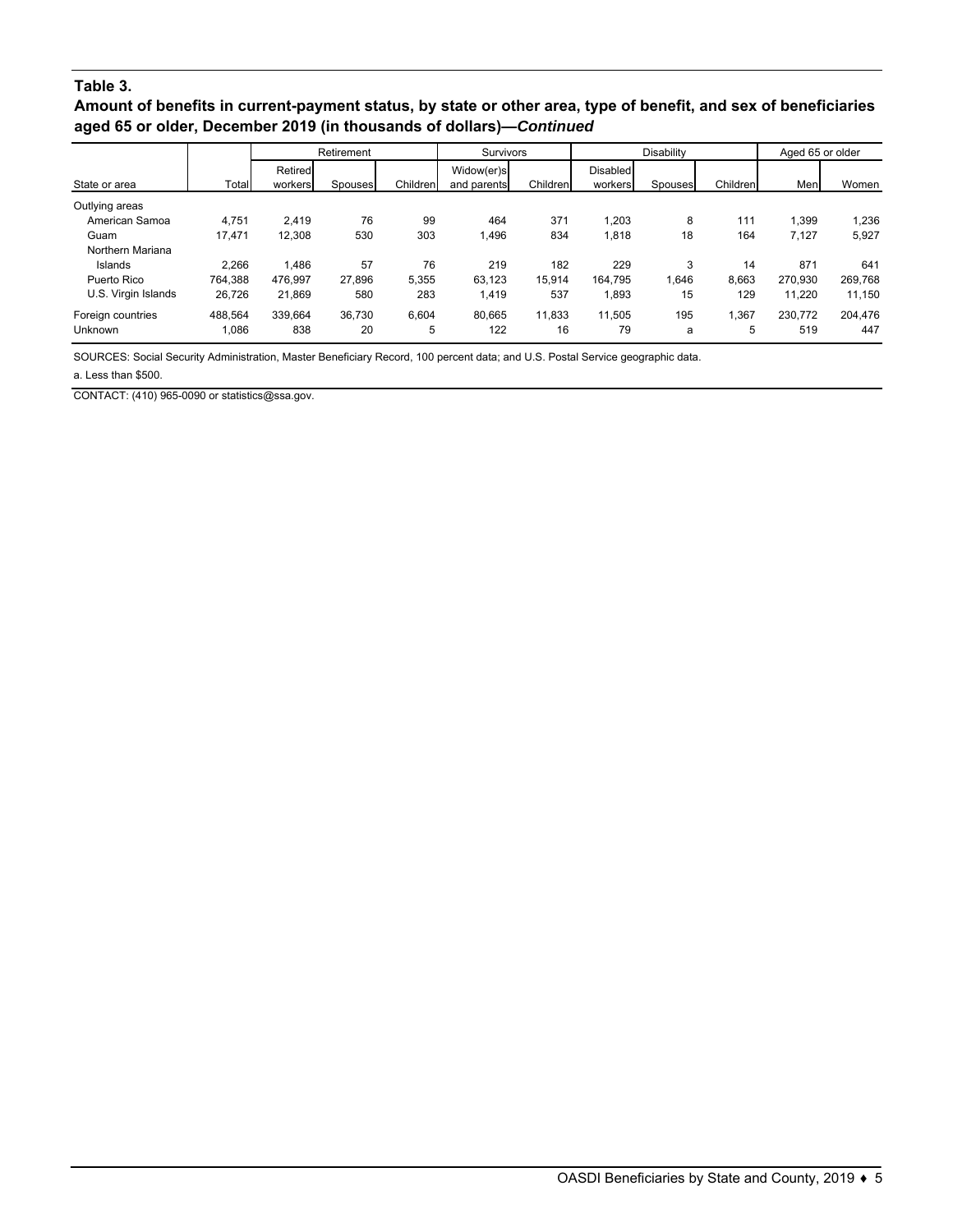**Table 3.**

**Amount of benefits in current-payment status, by state or other area, type of benefit, and sex of beneficiaries aged 65 or older, December 2019 (in thousands of dollars)—*Continued***

| State or area | Total | Retirement | | | Survivors | | Disability | | | Aged 65 or older | |
|---|---|---|---|---|---|---|---|---|---|---|---|
| | | Retired workers | Spouses | Children | Widow(er)s and parents | Children | Disabled workers | Spouses | Children | Men | Women |
| Outlying areas | | | | | | | | | | | |
| American Samoa | 4,751 | 2,419 | 76 | 99 | 464 | 371 | 1,203 | 8 | 111 | 1,399 | 1,236 |
| Guam | 17,471 | 12,308 | 530 | 303 | 1,496 | 834 | 1,818 | 18 | 164 | 7,127 | 5,927 |
| Northern Mariana Islands | 2,266 | 1,486 | 57 | 76 | 219 | 182 | 229 | 3 | 14 | 871 | 641 |
| Puerto Rico | 764,388 | 476,997 | 27,896 | 5,355 | 63,123 | 15,914 | 164,795 | 1,646 | 8,663 | 270,930 | 269,768 |
| U.S. Virgin Islands | 26,726 | 21,869 | 580 | 283 | 1,419 | 537 | 1,893 | 15 | 129 | 11,220 | 11,150 |
| Foreign countries | 488,564 | 339,664 | 36,730 | 6,604 | 80,665 | 11,833 | 11,505 | 195 | 1,367 | 230,772 | 204,476 |
| Unknown | 1,086 | 838 | 20 | 5 | 122 | 16 | 79 | a | 5 | 519 | 447 |

SOURCES: Social Security Administration, Master Beneficiary Record, 100 percent data; and U.S. Postal Service geographic data.

a. Less than $500.

CONTACT: (410) 965-0090 or statistics@ssa.gov.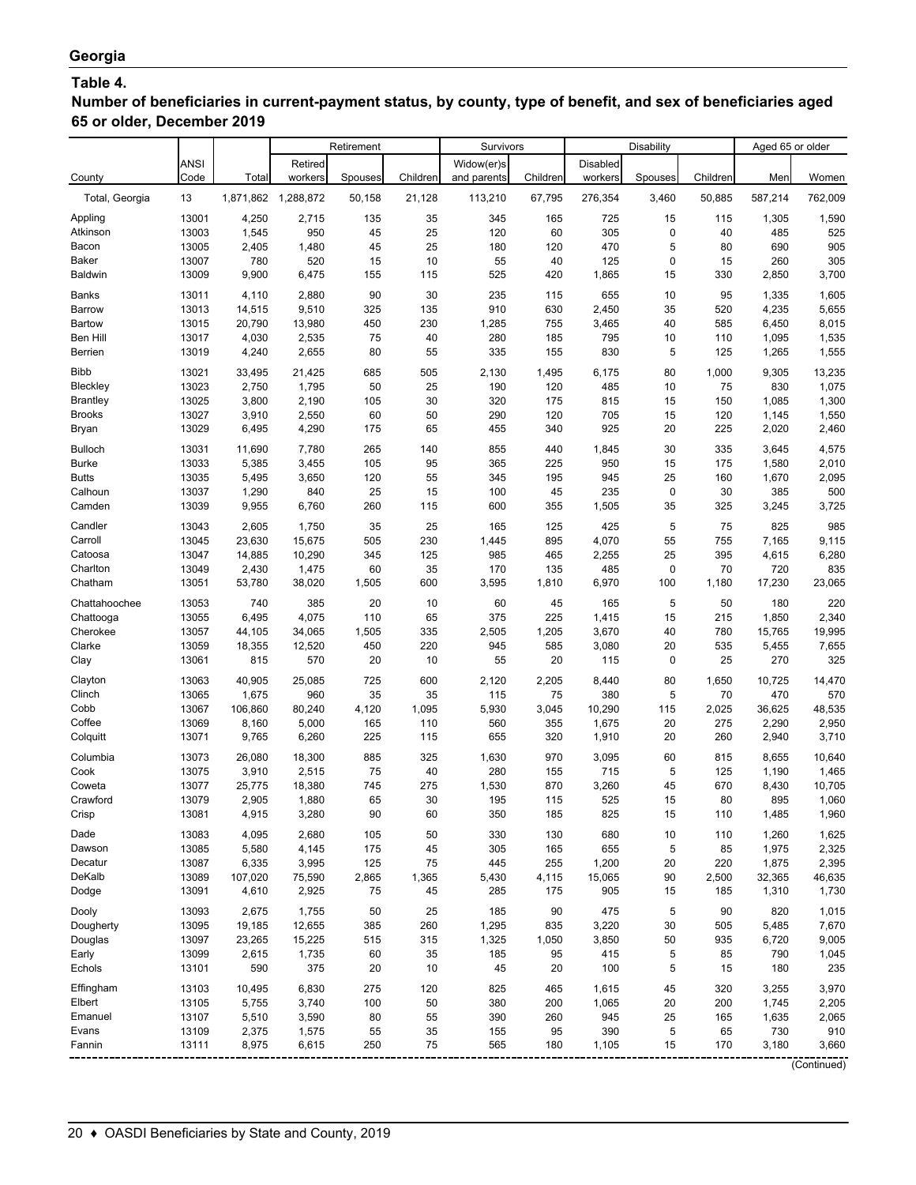## Georgia

### Table 4.

**Number of beneficiaries in current-payment status, by county, type of benefit, and sex of beneficiaries aged 65 or older, December 2019**

| County | ANSI Code | Total | Retirement | | | Survivors | | Disability | | | Aged 65 or older | |
|---|---|---|---|---|---|---|---|---|---|---|---|---|
| | | | Retired workers | Spouses | Children | Widow(er)s and parents | Children | Disabled workers | Spouses | Children | Men | Women |
| Total, Georgia | 13 | 1,871,862 | 1,288,872 | 50,158 | 21,128 | 113,210 | 67,795 | 276,354 | 3,460 | 50,885 | 587,214 | 762,009 |
| Appling | 13001 | 4,250 | 2,715 | 135 | 35 | 345 | 165 | 725 | 15 | 115 | 1,305 | 1,590 |
| Atkinson | 13003 | 1,545 | 950 | 45 | 25 | 120 | 60 | 305 | 0 | 40 | 485 | 525 |
| Bacon | 13005 | 2,405 | 1,480 | 45 | 25 | 180 | 120 | 470 | 5 | 80 | 690 | 905 |
| Baker | 13007 | 780 | 520 | 15 | 10 | 55 | 40 | 125 | 0 | 15 | 260 | 305 |
| Baldwin | 13009 | 9,900 | 6,475 | 155 | 115 | 525 | 420 | 1,865 | 15 | 330 | 2,850 | 3,700 |
| Banks | 13011 | 4,110 | 2,880 | 90 | 30 | 235 | 115 | 655 | 10 | 95 | 1,335 | 1,605 |
| Barrow | 13013 | 14,515 | 9,510 | 325 | 135 | 910 | 630 | 2,450 | 35 | 520 | 4,235 | 5,655 |
| Bartow | 13015 | 20,790 | 13,980 | 450 | 230 | 1,285 | 755 | 3,465 | 40 | 585 | 6,450 | 8,015 |
| Ben Hill | 13017 | 4,030 | 2,535 | 75 | 40 | 280 | 185 | 795 | 10 | 110 | 1,095 | 1,535 |
| Berrien | 13019 | 4,240 | 2,655 | 80 | 55 | 335 | 155 | 830 | 5 | 125 | 1,265 | 1,555 |
| Bibb | 13021 | 33,495 | 21,425 | 685 | 505 | 2,130 | 1,495 | 6,175 | 80 | 1,000 | 9,305 | 13,235 |
| Bleckley | 13023 | 2,750 | 1,795 | 50 | 25 | 190 | 120 | 485 | 10 | 75 | 830 | 1,075 |
| Brantley | 13025 | 3,800 | 2,190 | 105 | 30 | 320 | 175 | 815 | 15 | 150 | 1,085 | 1,300 |
| Brooks | 13027 | 3,910 | 2,550 | 60 | 50 | 290 | 120 | 705 | 15 | 120 | 1,145 | 1,550 |
| Bryan | 13029 | 6,495 | 4,290 | 175 | 65 | 455 | 340 | 925 | 20 | 225 | 2,020 | 2,460 |
| Bulloch | 13031 | 11,690 | 7,780 | 265 | 140 | 855 | 440 | 1,845 | 30 | 335 | 3,645 | 4,575 |
| Burke | 13033 | 5,385 | 3,455 | 105 | 95 | 365 | 225 | 950 | 15 | 175 | 1,580 | 2,010 |
| Butts | 13035 | 5,495 | 3,650 | 120 | 55 | 345 | 195 | 945 | 25 | 160 | 1,670 | 2,095 |
| Calhoun | 13037 | 1,290 | 840 | 25 | 15 | 100 | 45 | 235 | 0 | 30 | 385 | 500 |
| Camden | 13039 | 9,955 | 6,760 | 260 | 115 | 600 | 355 | 1,505 | 35 | 325 | 3,245 | 3,725 |
| Candler | 13043 | 2,605 | 1,750 | 35 | 25 | 165 | 125 | 425 | 5 | 75 | 825 | 985 |
| Carroll | 13045 | 23,630 | 15,675 | 505 | 230 | 1,445 | 895 | 4,070 | 55 | 755 | 7,165 | 9,115 |
| Catoosa | 13047 | 14,885 | 10,290 | 345 | 125 | 985 | 465 | 2,255 | 25 | 395 | 4,615 | 6,280 |
| Charlton | 13049 | 2,430 | 1,475 | 60 | 35 | 170 | 135 | 485 | 0 | 70 | 720 | 835 |
| Chatham | 13051 | 53,780 | 38,020 | 1,505 | 600 | 3,595 | 1,810 | 6,970 | 100 | 1,180 | 17,230 | 23,065 |
| Chattahoochee | 13053 | 740 | 385 | 20 | 10 | 60 | 45 | 165 | 5 | 50 | 180 | 220 |
| Chattooga | 13055 | 6,495 | 4,075 | 110 | 65 | 375 | 225 | 1,415 | 15 | 215 | 1,850 | 2,340 |
| Cherokee | 13057 | 44,105 | 34,065 | 1,505 | 335 | 2,505 | 1,205 | 3,670 | 40 | 780 | 15,765 | 19,995 |
| Clarke | 13059 | 18,355 | 12,520 | 450 | 220 | 945 | 585 | 3,080 | 20 | 535 | 5,455 | 7,655 |
| Clay | 13061 | 815 | 570 | 20 | 10 | 55 | 20 | 115 | 0 | 25 | 270 | 325 |
| Clayton | 13063 | 40,905 | 25,085 | 725 | 600 | 2,120 | 2,205 | 8,440 | 80 | 1,650 | 10,725 | 14,470 |
| Clinch | 13065 | 1,675 | 960 | 35 | 35 | 115 | 75 | 380 | 5 | 70 | 470 | 570 |
| Cobb | 13067 | 106,860 | 80,240 | 4,120 | 1,095 | 5,930 | 3,045 | 10,290 | 115 | 2,025 | 36,625 | 48,535 |
| Coffee | 13069 | 8,160 | 5,000 | 165 | 110 | 560 | 355 | 1,675 | 20 | 275 | 2,290 | 2,950 |
| Colquitt | 13071 | 9,765 | 6,260 | 225 | 115 | 655 | 320 | 1,910 | 20 | 260 | 2,940 | 3,710 |
| Columbia | 13073 | 26,080 | 18,300 | 885 | 325 | 1,630 | 970 | 3,095 | 60 | 815 | 8,655 | 10,640 |
| Cook | 13075 | 3,910 | 2,515 | 75 | 40 | 280 | 155 | 715 | 5 | 125 | 1,190 | 1,465 |
| Coweta | 13077 | 25,775 | 18,380 | 745 | 275 | 1,530 | 870 | 3,260 | 45 | 670 | 8,430 | 10,705 |
| Crawford | 13079 | 2,905 | 1,880 | 65 | 30 | 195 | 115 | 525 | 15 | 80 | 895 | 1,060 |
| Crisp | 13081 | 4,915 | 3,280 | 90 | 60 | 350 | 185 | 825 | 15 | 110 | 1,485 | 1,960 |
| Dade | 13083 | 4,095 | 2,680 | 105 | 50 | 330 | 130 | 680 | 10 | 110 | 1,260 | 1,625 |
| Dawson | 13085 | 5,580 | 4,145 | 175 | 45 | 305 | 165 | 655 | 5 | 85 | 1,975 | 2,325 |
| Decatur | 13087 | 6,335 | 3,995 | 125 | 75 | 445 | 255 | 1,200 | 20 | 220 | 1,875 | 2,395 |
| DeKalb | 13089 | 107,020 | 75,590 | 2,865 | 1,365 | 5,430 | 4,115 | 15,065 | 90 | 2,500 | 32,365 | 46,635 |
| Dodge | 13091 | 4,610 | 2,925 | 75 | 45 | 285 | 175 | 905 | 15 | 185 | 1,310 | 1,730 |
| Dooly | 13093 | 2,675 | 1,755 | 50 | 25 | 185 | 90 | 475 | 5 | 90 | 820 | 1,015 |
| Dougherty | 13095 | 19,185 | 12,655 | 385 | 260 | 1,295 | 835 | 3,220 | 30 | 505 | 5,485 | 7,670 |
| Douglas | 13097 | 23,265 | 15,225 | 515 | 315 | 1,325 | 1,050 | 3,850 | 50 | 935 | 6,720 | 9,005 |
| Early | 13099 | 2,615 | 1,735 | 60 | 35 | 185 | 95 | 415 | 5 | 85 | 790 | 1,045 |
| Echols | 13101 | 590 | 375 | 20 | 10 | 45 | 20 | 100 | 5 | 15 | 180 | 235 |
| Effingham | 13103 | 10,495 | 6,830 | 275 | 120 | 825 | 465 | 1,615 | 45 | 320 | 3,255 | 3,970 |
| Elbert | 13105 | 5,755 | 3,740 | 100 | 50 | 380 | 200 | 1,065 | 20 | 200 | 1,745 | 2,205 |
| Emanuel | 13107 | 5,510 | 3,590 | 80 | 55 | 390 | 260 | 945 | 25 | 165 | 1,635 | 2,065 |
| Evans | 13109 | 2,375 | 1,575 | 55 | 35 | 155 | 95 | 390 | 5 | 65 | 730 | 910 |
| Fannin | 13111 | 8,975 | 6,615 | 250 | 75 | 565 | 180 | 1,105 | 15 | 170 | 3,180 | 3,660 |

(Continued)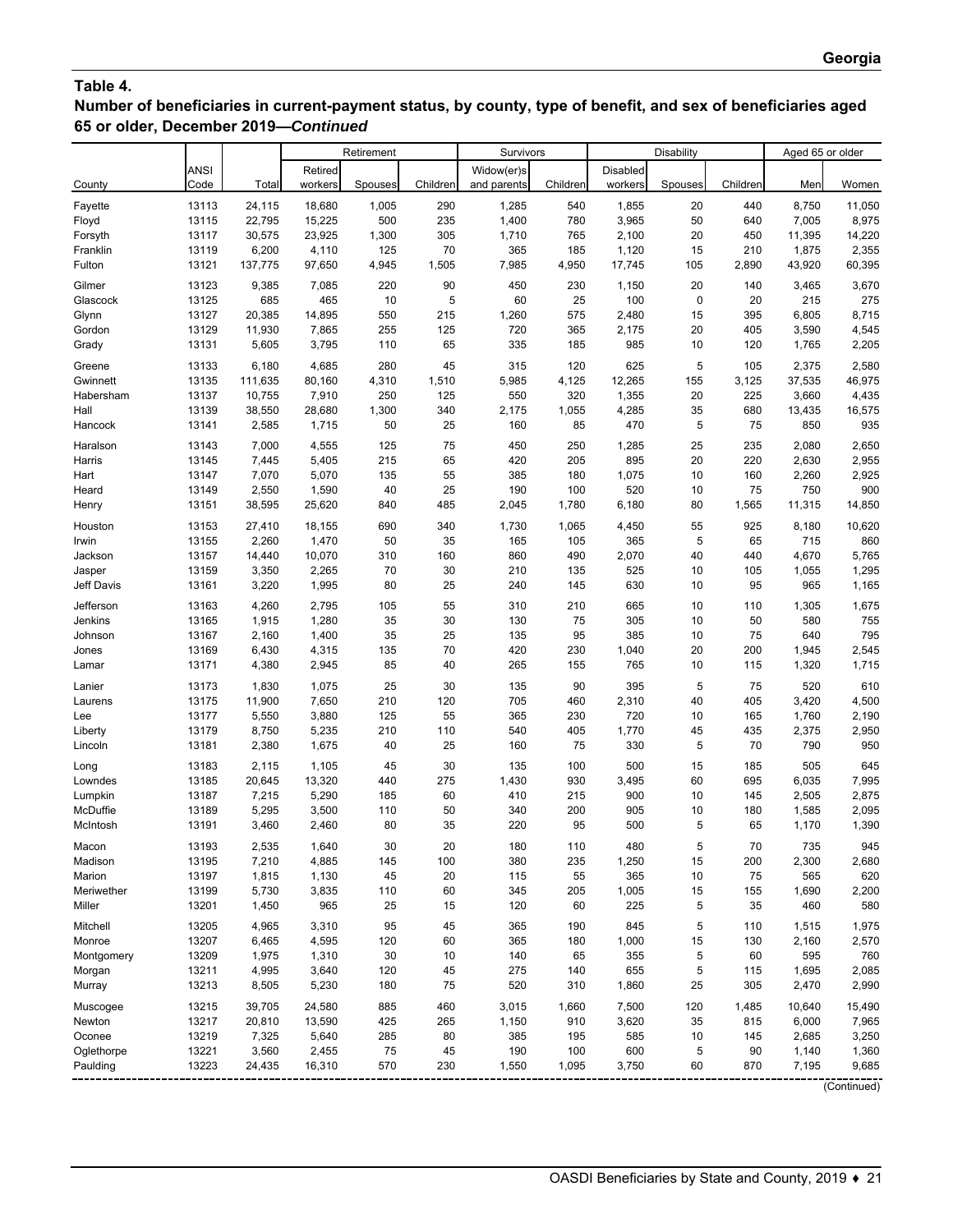## Table 4.

**Number of beneficiaries in current-payment status, by county, type of benefit, and sex of beneficiaries aged 65 or older, December 2019—*Continued***

| County | ANSI Code | Total | Retirement | | | Survivors | | Disability | | | Aged 65 or older | |
|---|---|---|---|---|---|---|---|---|---|---|---|---|
| | | | Retired workers | Spouses | Children | Widow(er)s and parents | Children | Disabled workers | Spouses | Children | Men | Women |
| Fayette | 13113 | 24,115 | 18,680 | 1,005 | 290 | 1,285 | 540 | 1,855 | 20 | 440 | 8,750 | 11,050 |
| Floyd | 13115 | 22,795 | 15,225 | 500 | 235 | 1,400 | 780 | 3,965 | 50 | 640 | 7,005 | 8,975 |
| Forsyth | 13117 | 30,575 | 23,925 | 1,300 | 305 | 1,710 | 765 | 2,100 | 20 | 450 | 11,395 | 14,220 |
| Franklin | 13119 | 6,200 | 4,110 | 125 | 70 | 365 | 185 | 1,120 | 15 | 210 | 1,875 | 2,355 |
| Fulton | 13121 | 137,775 | 97,650 | 4,945 | 1,505 | 7,985 | 4,950 | 17,745 | 105 | 2,890 | 43,920 | 60,395 |
| Gilmer | 13123 | 9,385 | 7,085 | 220 | 90 | 450 | 230 | 1,150 | 20 | 140 | 3,465 | 3,670 |
| Glascock | 13125 | 685 | 465 | 10 | 5 | 60 | 25 | 100 | 0 | 20 | 215 | 275 |
| Glynn | 13127 | 20,385 | 14,895 | 550 | 215 | 1,260 | 575 | 2,480 | 15 | 395 | 6,805 | 8,715 |
| Gordon | 13129 | 11,930 | 7,865 | 255 | 125 | 720 | 365 | 2,175 | 20 | 405 | 3,590 | 4,545 |
| Grady | 13131 | 5,605 | 3,795 | 110 | 65 | 335 | 185 | 985 | 10 | 120 | 1,765 | 2,205 |
| Greene | 13133 | 6,180 | 4,685 | 280 | 45 | 315 | 120 | 625 | 5 | 105 | 2,375 | 2,580 |
| Gwinnett | 13135 | 111,635 | 80,160 | 4,310 | 1,510 | 5,985 | 4,125 | 12,265 | 155 | 3,125 | 37,535 | 46,975 |
| Habersham | 13137 | 10,755 | 7,910 | 250 | 125 | 550 | 320 | 1,355 | 20 | 225 | 3,660 | 4,435 |
| Hall | 13139 | 38,550 | 28,680 | 1,300 | 340 | 2,175 | 1,055 | 4,285 | 35 | 680 | 13,435 | 16,575 |
| Hancock | 13141 | 2,585 | 1,715 | 50 | 25 | 160 | 85 | 470 | 5 | 75 | 850 | 935 |
| Haralson | 13143 | 7,000 | 4,555 | 125 | 75 | 450 | 250 | 1,285 | 25 | 235 | 2,080 | 2,650 |
| Harris | 13145 | 7,445 | 5,405 | 215 | 65 | 420 | 205 | 895 | 20 | 220 | 2,630 | 2,955 |
| Hart | 13147 | 7,070 | 5,070 | 135 | 55 | 385 | 180 | 1,075 | 10 | 160 | 2,260 | 2,925 |
| Heard | 13149 | 2,550 | 1,590 | 40 | 25 | 190 | 100 | 520 | 10 | 75 | 750 | 900 |
| Henry | 13151 | 38,595 | 25,620 | 840 | 485 | 2,045 | 1,780 | 6,180 | 80 | 1,565 | 11,315 | 14,850 |
| Houston | 13153 | 27,410 | 18,155 | 690 | 340 | 1,730 | 1,065 | 4,450 | 55 | 925 | 8,180 | 10,620 |
| Irwin | 13155 | 2,260 | 1,470 | 50 | 35 | 165 | 105 | 365 | 5 | 65 | 715 | 860 |
| Jackson | 13157 | 14,440 | 10,070 | 310 | 160 | 860 | 490 | 2,070 | 40 | 440 | 4,670 | 5,765 |
| Jasper | 13159 | 3,350 | 2,265 | 70 | 30 | 210 | 135 | 525 | 10 | 105 | 1,055 | 1,295 |
| Jeff Davis | 13161 | 3,220 | 1,995 | 80 | 25 | 240 | 145 | 630 | 10 | 95 | 965 | 1,165 |
| Jefferson | 13163 | 4,260 | 2,795 | 105 | 55 | 310 | 210 | 665 | 10 | 110 | 1,305 | 1,675 |
| Jenkins | 13165 | 1,915 | 1,280 | 35 | 30 | 130 | 75 | 305 | 10 | 50 | 580 | 755 |
| Johnson | 13167 | 2,160 | 1,400 | 35 | 25 | 135 | 95 | 385 | 10 | 75 | 640 | 795 |
| Jones | 13169 | 6,430 | 4,315 | 135 | 70 | 420 | 230 | 1,040 | 20 | 200 | 1,945 | 2,545 |
| Lamar | 13171 | 4,380 | 2,945 | 85 | 40 | 265 | 155 | 765 | 10 | 115 | 1,320 | 1,715 |
| Lanier | 13173 | 1,830 | 1,075 | 25 | 30 | 135 | 90 | 395 | 5 | 75 | 520 | 610 |
| Laurens | 13175 | 11,900 | 7,650 | 210 | 120 | 705 | 460 | 2,310 | 40 | 405 | 3,420 | 4,500 |
| Lee | 13177 | 5,550 | 3,880 | 125 | 55 | 365 | 230 | 720 | 10 | 165 | 1,760 | 2,190 |
| Liberty | 13179 | 8,750 | 5,235 | 210 | 110 | 540 | 405 | 1,770 | 45 | 435 | 2,375 | 2,950 |
| Lincoln | 13181 | 2,380 | 1,675 | 40 | 25 | 160 | 75 | 330 | 5 | 70 | 790 | 950 |
| Long | 13183 | 2,115 | 1,105 | 45 | 30 | 135 | 100 | 500 | 15 | 185 | 505 | 645 |
| Lowndes | 13185 | 20,645 | 13,320 | 440 | 275 | 1,430 | 930 | 3,495 | 60 | 695 | 6,035 | 7,995 |
| Lumpkin | 13187 | 7,215 | 5,290 | 185 | 60 | 410 | 215 | 900 | 10 | 145 | 2,505 | 2,875 |
| McDuffie | 13189 | 5,295 | 3,500 | 110 | 50 | 340 | 200 | 905 | 10 | 180 | 1,585 | 2,095 |
| McIntosh | 13191 | 3,460 | 2,460 | 80 | 35 | 220 | 95 | 500 | 5 | 65 | 1,170 | 1,390 |
| Macon | 13193 | 2,535 | 1,640 | 30 | 20 | 180 | 110 | 480 | 5 | 70 | 735 | 945 |
| Madison | 13195 | 7,210 | 4,885 | 145 | 100 | 380 | 235 | 1,250 | 15 | 200 | 2,300 | 2,680 |
| Marion | 13197 | 1,815 | 1,130 | 45 | 20 | 115 | 55 | 365 | 10 | 75 | 565 | 620 |
| Meriwether | 13199 | 5,730 | 3,835 | 110 | 60 | 345 | 205 | 1,005 | 15 | 155 | 1,690 | 2,200 |
| Miller | 13201 | 1,450 | 965 | 25 | 15 | 120 | 60 | 225 | 5 | 35 | 460 | 580 |
| Mitchell | 13205 | 4,965 | 3,310 | 95 | 45 | 365 | 190 | 845 | 5 | 110 | 1,515 | 1,975 |
| Monroe | 13207 | 6,465 | 4,595 | 120 | 60 | 365 | 180 | 1,000 | 15 | 130 | 2,160 | 2,570 |
| Montgomery | 13209 | 1,975 | 1,310 | 30 | 10 | 140 | 65 | 355 | 5 | 60 | 595 | 760 |
| Morgan | 13211 | 4,995 | 3,640 | 120 | 45 | 275 | 140 | 655 | 5 | 115 | 1,695 | 2,085 |
| Murray | 13213 | 8,505 | 5,230 | 180 | 75 | 520 | 310 | 1,860 | 25 | 305 | 2,470 | 2,990 |
| Muscogee | 13215 | 39,705 | 24,580 | 885 | 460 | 3,015 | 1,660 | 7,500 | 120 | 1,485 | 10,640 | 15,490 |
| Newton | 13217 | 20,810 | 13,590 | 425 | 265 | 1,150 | 910 | 3,620 | 35 | 815 | 6,000 | 7,965 |
| Oconee | 13219 | 7,325 | 5,640 | 285 | 80 | 385 | 195 | 585 | 10 | 145 | 2,685 | 3,250 |
| Oglethorpe | 13221 | 3,560 | 2,455 | 75 | 45 | 190 | 100 | 600 | 5 | 90 | 1,140 | 1,360 |
| Paulding | 13223 | 24,435 | 16,310 | 570 | 230 | 1,550 | 1,095 | 3,750 | 60 | 870 | 7,195 | 9,685 |

(Continued)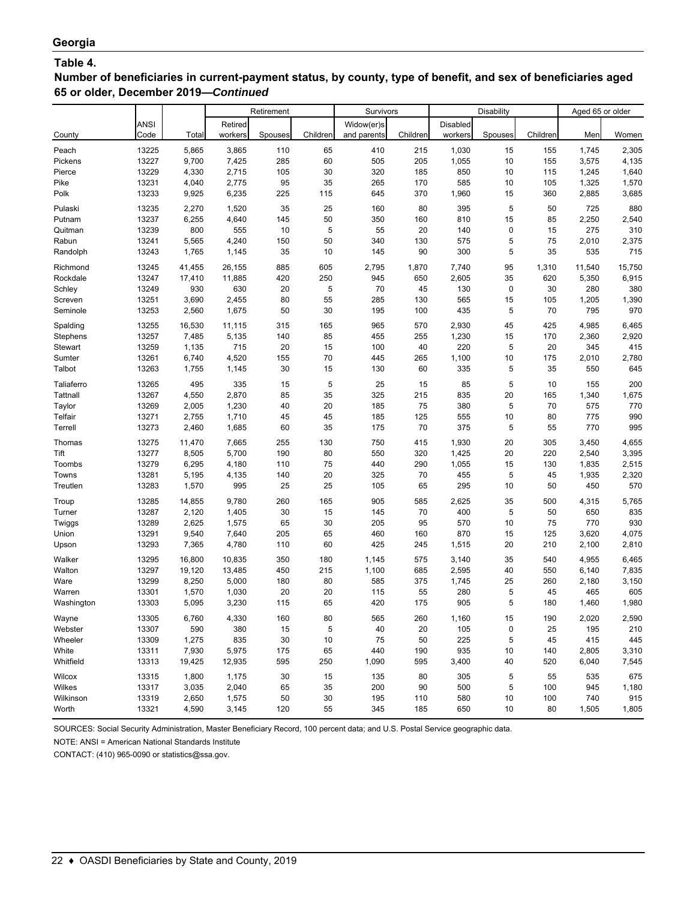## Georgia

### Table 4.

**Number of beneficiaries in current-payment status, by county, type of benefit, and sex of beneficiaries aged 65 or older, December 2019—*Continued***

| | | | Retirement | | | Survivors | | Disability | | | Aged 65 or older | |
|---|---|---|---|---|---|---|---|---|---|---|---|---|
| County | ANSI Code | Total | Retired workers | Spouses | Children | Widow(er)s and parents | Children | Disabled workers | Spouses | Children | Men | Women |
| Peach | 13225 | 5,865 | 3,865 | 110 | 65 | 410 | 215 | 1,030 | 15 | 155 | 1,745 | 2,305 |
| Pickens | 13227 | 9,700 | 7,425 | 285 | 60 | 505 | 205 | 1,055 | 10 | 155 | 3,575 | 4,135 |
| Pierce | 13229 | 4,330 | 2,715 | 105 | 30 | 320 | 185 | 850 | 10 | 115 | 1,245 | 1,640 |
| Pike | 13231 | 4,040 | 2,775 | 95 | 35 | 265 | 170 | 585 | 10 | 105 | 1,325 | 1,570 |
| Polk | 13233 | 9,925 | 6,235 | 225 | 115 | 645 | 370 | 1,960 | 15 | 360 | 2,885 | 3,685 |
| Pulaski | 13235 | 2,270 | 1,520 | 35 | 25 | 160 | 80 | 395 | 5 | 50 | 725 | 880 |
| Putnam | 13237 | 6,255 | 4,640 | 145 | 50 | 350 | 160 | 810 | 15 | 85 | 2,250 | 2,540 |
| Quitman | 13239 | 800 | 555 | 10 | 5 | 55 | 20 | 140 | 0 | 15 | 275 | 310 |
| Rabun | 13241 | 5,565 | 4,240 | 150 | 50 | 340 | 130 | 575 | 5 | 75 | 2,010 | 2,375 |
| Randolph | 13243 | 1,765 | 1,145 | 35 | 10 | 145 | 90 | 300 | 5 | 35 | 535 | 715 |
| Richmond | 13245 | 41,455 | 26,155 | 885 | 605 | 2,795 | 1,870 | 7,740 | 95 | 1,310 | 11,540 | 15,750 |
| Rockdale | 13247 | 17,410 | 11,885 | 420 | 250 | 945 | 650 | 2,605 | 35 | 620 | 5,350 | 6,915 |
| Schley | 13249 | 930 | 630 | 20 | 5 | 70 | 45 | 130 | 0 | 30 | 280 | 380 |
| Screven | 13251 | 3,690 | 2,455 | 80 | 55 | 285 | 130 | 565 | 15 | 105 | 1,205 | 1,390 |
| Seminole | 13253 | 2,560 | 1,675 | 50 | 30 | 195 | 100 | 435 | 5 | 70 | 795 | 970 |
| Spalding | 13255 | 16,530 | 11,115 | 315 | 165 | 965 | 570 | 2,930 | 45 | 425 | 4,985 | 6,465 |
| Stephens | 13257 | 7,485 | 5,135 | 140 | 85 | 455 | 255 | 1,230 | 15 | 170 | 2,360 | 2,920 |
| Stewart | 13259 | 1,135 | 715 | 20 | 15 | 100 | 40 | 220 | 5 | 20 | 345 | 415 |
| Sumter | 13261 | 6,740 | 4,520 | 155 | 70 | 445 | 265 | 1,100 | 10 | 175 | 2,010 | 2,780 |
| Talbot | 13263 | 1,755 | 1,145 | 30 | 15 | 130 | 60 | 335 | 5 | 35 | 550 | 645 |
| Taliaferro | 13265 | 495 | 335 | 15 | 5 | 25 | 15 | 85 | 5 | 10 | 155 | 200 |
| Tattnall | 13267 | 4,550 | 2,870 | 85 | 35 | 325 | 215 | 835 | 20 | 165 | 1,340 | 1,675 |
| Taylor | 13269 | 2,005 | 1,230 | 40 | 20 | 185 | 75 | 380 | 5 | 70 | 575 | 770 |
| Telfair | 13271 | 2,755 | 1,710 | 45 | 45 | 185 | 125 | 555 | 10 | 80 | 775 | 990 |
| Terrell | 13273 | 2,460 | 1,685 | 60 | 35 | 175 | 70 | 375 | 5 | 55 | 770 | 995 |
| Thomas | 13275 | 11,470 | 7,665 | 255 | 130 | 750 | 415 | 1,930 | 20 | 305 | 3,450 | 4,655 |
| Tift | 13277 | 8,505 | 5,700 | 190 | 80 | 550 | 320 | 1,425 | 20 | 220 | 2,540 | 3,395 |
| Toombs | 13279 | 6,295 | 4,180 | 110 | 75 | 440 | 290 | 1,055 | 15 | 130 | 1,835 | 2,515 |
| Towns | 13281 | 5,195 | 4,135 | 140 | 20 | 325 | 70 | 455 | 5 | 45 | 1,935 | 2,320 |
| Treutlen | 13283 | 1,570 | 995 | 25 | 25 | 105 | 65 | 295 | 10 | 50 | 450 | 570 |
| Troup | 13285 | 14,855 | 9,780 | 260 | 165 | 905 | 585 | 2,625 | 35 | 500 | 4,315 | 5,765 |
| Turner | 13287 | 2,120 | 1,405 | 30 | 15 | 145 | 70 | 400 | 5 | 50 | 650 | 835 |
| Twiggs | 13289 | 2,625 | 1,575 | 65 | 30 | 205 | 95 | 570 | 10 | 75 | 770 | 930 |
| Union | 13291 | 9,540 | 7,640 | 205 | 65 | 460 | 160 | 870 | 15 | 125 | 3,620 | 4,075 |
| Upson | 13293 | 7,365 | 4,780 | 110 | 60 | 425 | 245 | 1,515 | 20 | 210 | 2,100 | 2,810 |
| Walker | 13295 | 16,800 | 10,835 | 350 | 180 | 1,145 | 575 | 3,140 | 35 | 540 | 4,955 | 6,465 |
| Walton | 13297 | 19,120 | 13,485 | 450 | 215 | 1,100 | 685 | 2,595 | 40 | 550 | 6,140 | 7,835 |
| Ware | 13299 | 8,250 | 5,000 | 180 | 80 | 585 | 375 | 1,745 | 25 | 260 | 2,180 | 3,150 |
| Warren | 13301 | 1,570 | 1,030 | 20 | 20 | 115 | 55 | 280 | 5 | 45 | 465 | 605 |
| Washington | 13303 | 5,095 | 3,230 | 115 | 65 | 420 | 175 | 905 | 5 | 180 | 1,460 | 1,980 |
| Wayne | 13305 | 6,760 | 4,330 | 160 | 80 | 565 | 260 | 1,160 | 15 | 190 | 2,020 | 2,590 |
| Webster | 13307 | 590 | 380 | 15 | 5 | 40 | 20 | 105 | 0 | 25 | 195 | 210 |
| Wheeler | 13309 | 1,275 | 835 | 30 | 10 | 75 | 50 | 225 | 5 | 45 | 415 | 445 |
| White | 13311 | 7,930 | 5,975 | 175 | 65 | 440 | 190 | 935 | 10 | 140 | 2,805 | 3,310 |
| Whitfield | 13313 | 19,425 | 12,935 | 595 | 250 | 1,090 | 595 | 3,400 | 40 | 520 | 6,040 | 7,545 |
| Wilcox | 13315 | 1,800 | 1,175 | 30 | 15 | 135 | 80 | 305 | 5 | 55 | 535 | 675 |
| Wilkes | 13317 | 3,035 | 2,040 | 65 | 35 | 200 | 90 | 500 | 5 | 100 | 945 | 1,180 |
| Wilkinson | 13319 | 2,650 | 1,575 | 50 | 30 | 195 | 110 | 580 | 10 | 100 | 740 | 915 |
| Worth | 13321 | 4,590 | 3,145 | 120 | 55 | 345 | 185 | 650 | 10 | 80 | 1,505 | 1,805 |

SOURCES: Social Security Administration, Master Beneficiary Record, 100 percent data; and U.S. Postal Service geographic data.

NOTE: ANSI = American National Standards Institute

CONTACT: (410) 965-0090 or statistics@ssa.gov.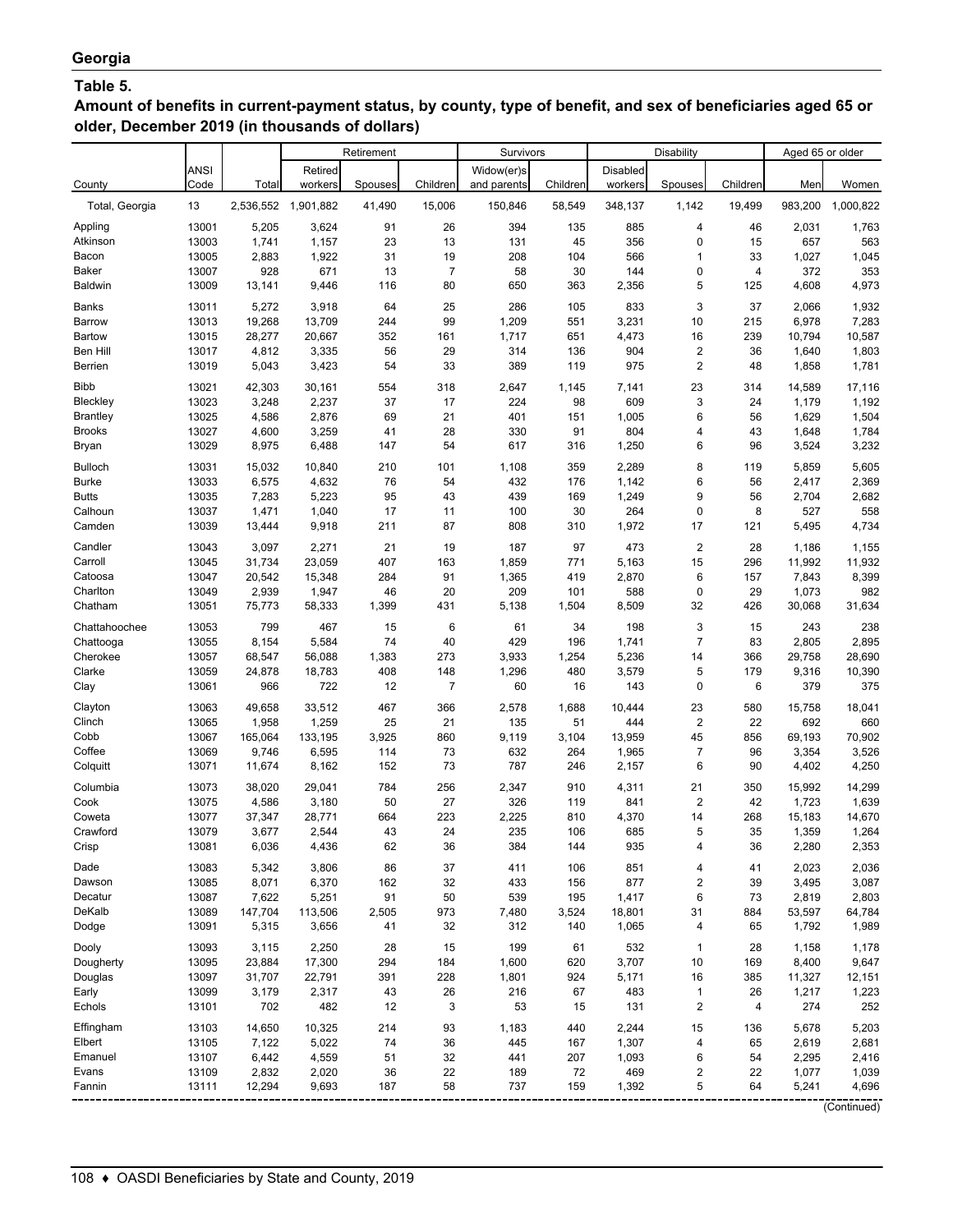## Georgia

### Table 5.

**Amount of benefits in current-payment status, by county, type of benefit, and sex of beneficiaries aged 65 or older, December 2019 (in thousands of dollars)**

| | | | Retirement | | | Survivors | | Disability | | | Aged 65 or older | |
|---|---|---|---|---|---|---|---|---|---|---|---|---|
| County | ANSI Code | Total | Retired workers | Spouses | Children | Widow(er)s and parents | Children | Disabled workers | Spouses | Children | Men | Women |
| Total, Georgia | 13 | 2,536,552 | 1,901,882 | 41,490 | 15,006 | 150,846 | 58,549 | 348,137 | 1,142 | 19,499 | 983,200 | 1,000,822 |
| Appling | 13001 | 5,205 | 3,624 | 91 | 26 | 394 | 135 | 885 | 4 | 46 | 2,031 | 1,763 |
| Atkinson | 13003 | 1,741 | 1,157 | 23 | 13 | 131 | 45 | 356 | 0 | 15 | 657 | 563 |
| Bacon | 13005 | 2,883 | 1,922 | 31 | 19 | 208 | 104 | 566 | 1 | 33 | 1,027 | 1,045 |
| Baker | 13007 | 928 | 671 | 13 | 7 | 58 | 30 | 144 | 0 | 4 | 372 | 353 |
| Baldwin | 13009 | 13,141 | 9,446 | 116 | 80 | 650 | 363 | 2,356 | 5 | 125 | 4,608 | 4,973 |
| Banks | 13011 | 5,272 | 3,918 | 64 | 25 | 286 | 105 | 833 | 3 | 37 | 2,066 | 1,932 |
| Barrow | 13013 | 19,268 | 13,709 | 244 | 99 | 1,209 | 551 | 3,231 | 10 | 215 | 6,978 | 7,283 |
| Bartow | 13015 | 28,277 | 20,667 | 352 | 161 | 1,717 | 651 | 4,473 | 16 | 239 | 10,794 | 10,587 |
| Ben Hill | 13017 | 4,812 | 3,335 | 56 | 29 | 314 | 136 | 904 | 2 | 36 | 1,640 | 1,803 |
| Berrien | 13019 | 5,043 | 3,423 | 54 | 33 | 389 | 119 | 975 | 2 | 48 | 1,858 | 1,781 |
| Bibb | 13021 | 42,303 | 30,161 | 554 | 318 | 2,647 | 1,145 | 7,141 | 23 | 314 | 14,589 | 17,116 |
| Bleckley | 13023 | 3,248 | 2,237 | 37 | 17 | 224 | 98 | 609 | 3 | 24 | 1,179 | 1,192 |
| Brantley | 13025 | 4,586 | 2,876 | 69 | 21 | 401 | 151 | 1,005 | 6 | 56 | 1,629 | 1,504 |
| Brooks | 13027 | 4,600 | 3,259 | 41 | 28 | 330 | 91 | 804 | 4 | 43 | 1,648 | 1,784 |
| Bryan | 13029 | 8,975 | 6,488 | 147 | 54 | 617 | 316 | 1,250 | 6 | 96 | 3,524 | 3,232 |
| Bulloch | 13031 | 15,032 | 10,840 | 210 | 101 | 1,108 | 359 | 2,289 | 8 | 119 | 5,859 | 5,605 |
| Burke | 13033 | 6,575 | 4,632 | 76 | 54 | 432 | 176 | 1,142 | 6 | 56 | 2,417 | 2,369 |
| Butts | 13035 | 7,283 | 5,223 | 95 | 43 | 439 | 169 | 1,249 | 9 | 56 | 2,704 | 2,682 |
| Calhoun | 13037 | 1,471 | 1,040 | 17 | 11 | 100 | 30 | 264 | 0 | 8 | 527 | 558 |
| Camden | 13039 | 13,444 | 9,918 | 211 | 87 | 808 | 310 | 1,972 | 17 | 121 | 5,495 | 4,734 |
| Candler | 13043 | 3,097 | 2,271 | 21 | 19 | 187 | 97 | 473 | 2 | 28 | 1,186 | 1,155 |
| Carroll | 13045 | 31,734 | 23,059 | 407 | 163 | 1,859 | 771 | 5,163 | 15 | 296 | 11,992 | 11,932 |
| Catoosa | 13047 | 20,542 | 15,348 | 284 | 91 | 1,365 | 419 | 2,870 | 6 | 157 | 7,843 | 8,399 |
| Charlton | 13049 | 2,939 | 1,947 | 46 | 20 | 209 | 101 | 588 | 0 | 29 | 1,073 | 982 |
| Chatham | 13051 | 75,773 | 58,333 | 1,399 | 431 | 5,138 | 1,504 | 8,509 | 32 | 426 | 30,068 | 31,634 |
| Chattahoochee | 13053 | 799 | 467 | 15 | 6 | 61 | 34 | 198 | 3 | 15 | 243 | 238 |
| Chattooga | 13055 | 8,154 | 5,584 | 74 | 40 | 429 | 196 | 1,741 | 7 | 83 | 2,805 | 2,895 |
| Cherokee | 13057 | 68,547 | 56,088 | 1,383 | 273 | 3,933 | 1,254 | 5,236 | 14 | 366 | 29,758 | 28,690 |
| Clarke | 13059 | 24,878 | 18,783 | 408 | 148 | 1,296 | 480 | 3,579 | 5 | 179 | 9,316 | 10,390 |
| Clay | 13061 | 966 | 722 | 12 | 7 | 60 | 16 | 143 | 0 | 6 | 379 | 375 |
| Clayton | 13063 | 49,658 | 33,512 | 467 | 366 | 2,578 | 1,688 | 10,444 | 23 | 580 | 15,758 | 18,041 |
| Clinch | 13065 | 1,958 | 1,259 | 25 | 21 | 135 | 51 | 444 | 2 | 22 | 692 | 660 |
| Cobb | 13067 | 165,064 | 133,195 | 3,925 | 860 | 9,119 | 3,104 | 13,959 | 45 | 856 | 69,193 | 70,902 |
| Coffee | 13069 | 9,746 | 6,595 | 114 | 73 | 632 | 264 | 1,965 | 7 | 96 | 3,354 | 3,526 |
| Colquitt | 13071 | 11,674 | 8,162 | 152 | 73 | 787 | 246 | 2,157 | 6 | 90 | 4,402 | 4,250 |
| Columbia | 13073 | 38,020 | 29,041 | 784 | 256 | 2,347 | 910 | 4,311 | 21 | 350 | 15,992 | 14,299 |
| Cook | 13075 | 4,586 | 3,180 | 50 | 27 | 326 | 119 | 841 | 2 | 42 | 1,723 | 1,639 |
| Coweta | 13077 | 37,347 | 28,771 | 664 | 223 | 2,225 | 810 | 4,370 | 14 | 268 | 15,183 | 14,670 |
| Crawford | 13079 | 3,677 | 2,544 | 43 | 24 | 235 | 106 | 685 | 5 | 35 | 1,359 | 1,264 |
| Crisp | 13081 | 6,036 | 4,436 | 62 | 36 | 384 | 144 | 935 | 4 | 36 | 2,280 | 2,353 |
| Dade | 13083 | 5,342 | 3,806 | 86 | 37 | 411 | 106 | 851 | 4 | 41 | 2,023 | 2,036 |
| Dawson | 13085 | 8,071 | 6,370 | 162 | 32 | 433 | 156 | 877 | 2 | 39 | 3,495 | 3,087 |
| Decatur | 13087 | 7,622 | 5,251 | 91 | 50 | 539 | 195 | 1,417 | 6 | 73 | 2,819 | 2,803 |
| DeKalb | 13089 | 147,704 | 113,506 | 2,505 | 973 | 7,480 | 3,524 | 18,801 | 31 | 884 | 53,597 | 64,784 |
| Dodge | 13091 | 5,315 | 3,656 | 41 | 32 | 312 | 140 | 1,065 | 4 | 65 | 1,792 | 1,989 |
| Dooly | 13093 | 3,115 | 2,250 | 28 | 15 | 199 | 61 | 532 | 1 | 28 | 1,158 | 1,178 |
| Dougherty | 13095 | 23,884 | 17,300 | 294 | 184 | 1,600 | 620 | 3,707 | 10 | 169 | 8,400 | 9,647 |
| Douglas | 13097 | 31,707 | 22,791 | 391 | 228 | 1,801 | 924 | 5,171 | 16 | 385 | 11,327 | 12,151 |
| Early | 13099 | 3,179 | 2,317 | 43 | 26 | 216 | 67 | 483 | 1 | 26 | 1,217 | 1,223 |
| Echols | 13101 | 702 | 482 | 12 | 3 | 53 | 15 | 131 | 2 | 4 | 274 | 252 |
| Effingham | 13103 | 14,650 | 10,325 | 214 | 93 | 1,183 | 440 | 2,244 | 15 | 136 | 5,678 | 5,203 |
| Elbert | 13105 | 7,122 | 5,022 | 74 | 36 | 445 | 167 | 1,307 | 4 | 65 | 2,619 | 2,681 |
| Emanuel | 13107 | 6,442 | 4,559 | 51 | 32 | 441 | 207 | 1,093 | 6 | 54 | 2,295 | 2,416 |
| Evans | 13109 | 2,832 | 2,020 | 36 | 22 | 189 | 72 | 469 | 2 | 22 | 1,077 | 1,039 |
| Fannin | 13111 | 12,294 | 9,693 | 187 | 58 | 737 | 159 | 1,392 | 5 | 64 | 5,241 | 4,696 |

(Continued)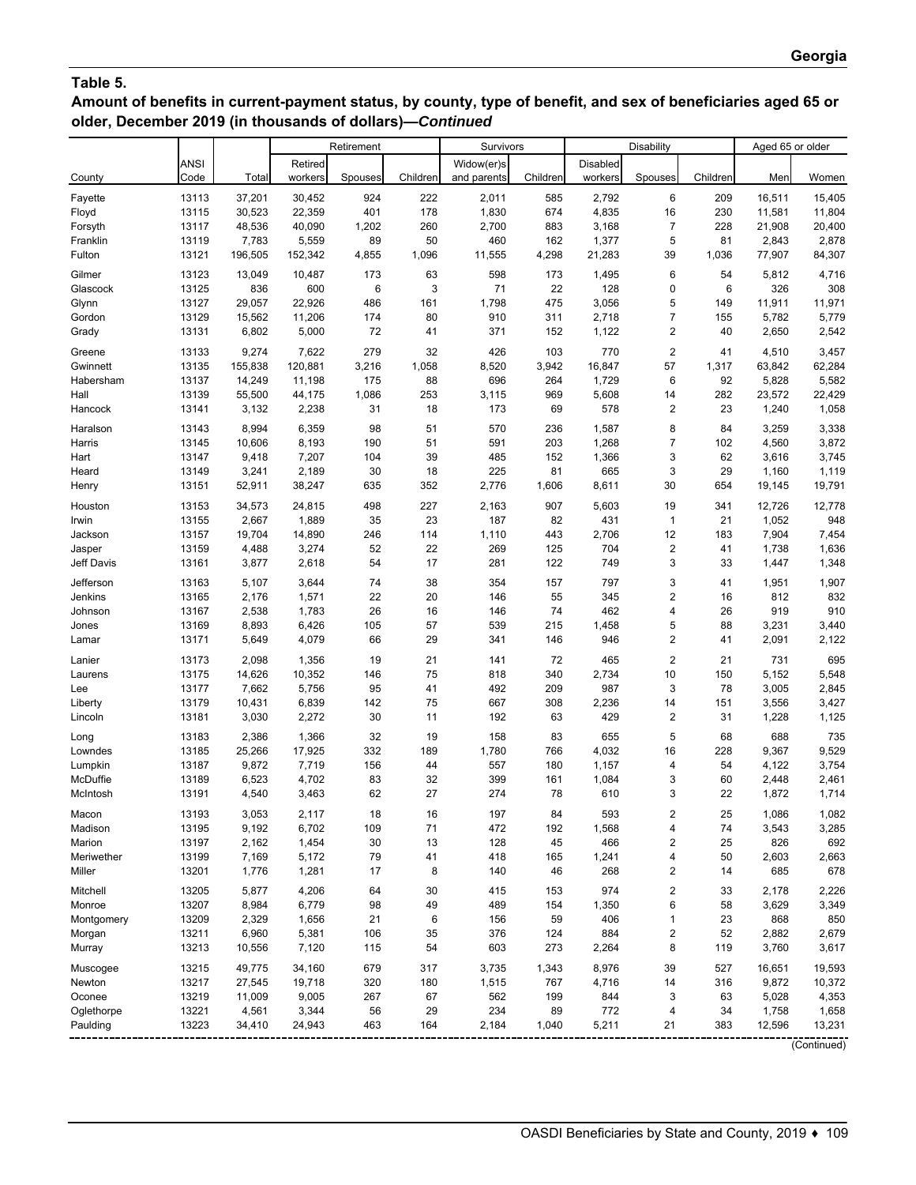## Table 5.

**Amount of benefits in current-payment status, by county, type of benefit, and sex of beneficiaries aged 65 or older, December 2019 (in thousands of dollars)—*Continued***

| County | ANSI Code | Total | Retirement | | | Survivors | | Disability | | | Aged 65 or older | |
|---|---|---|---|---|---|---|---|---|---|---|---|---|
| | | | Retired workers | Spouses | Children | Widow(er)s and parents | Children | Disabled workers | Spouses | Children | Men | Women |
| Fayette | 13113 | 37,201 | 30,452 | 924 | 222 | 2,011 | 585 | 2,792 | 6 | 209 | 16,511 | 15,405 |
| Floyd | 13115 | 30,523 | 22,359 | 401 | 178 | 1,830 | 674 | 4,835 | 16 | 230 | 11,581 | 11,804 |
| Forsyth | 13117 | 48,536 | 40,090 | 1,202 | 260 | 2,700 | 883 | 3,168 | 7 | 228 | 21,908 | 20,400 |
| Franklin | 13119 | 7,783 | 5,559 | 89 | 50 | 460 | 162 | 1,377 | 5 | 81 | 2,843 | 2,878 |
| Fulton | 13121 | 196,505 | 152,342 | 4,855 | 1,096 | 11,555 | 4,298 | 21,283 | 39 | 1,036 | 77,907 | 84,307 |
| Gilmer | 13123 | 13,049 | 10,487 | 173 | 63 | 598 | 173 | 1,495 | 6 | 54 | 5,812 | 4,716 |
| Glascock | 13125 | 836 | 600 | 6 | 3 | 71 | 22 | 128 | 0 | 6 | 326 | 308 |
| Glynn | 13127 | 29,057 | 22,926 | 486 | 161 | 1,798 | 475 | 3,056 | 5 | 149 | 11,911 | 11,971 |
| Gordon | 13129 | 15,562 | 11,206 | 174 | 80 | 910 | 311 | 2,718 | 7 | 155 | 5,782 | 5,779 |
| Grady | 13131 | 6,802 | 5,000 | 72 | 41 | 371 | 152 | 1,122 | 2 | 40 | 2,650 | 2,542 |
| Greene | 13133 | 9,274 | 7,622 | 279 | 32 | 426 | 103 | 770 | 2 | 41 | 4,510 | 3,457 |
| Gwinnett | 13135 | 155,838 | 120,881 | 3,216 | 1,058 | 8,520 | 3,942 | 16,847 | 57 | 1,317 | 63,842 | 62,284 |
| Habersham | 13137 | 14,249 | 11,198 | 175 | 88 | 696 | 264 | 1,729 | 6 | 92 | 5,828 | 5,582 |
| Hall | 13139 | 55,500 | 44,175 | 1,086 | 253 | 3,115 | 969 | 5,608 | 14 | 282 | 23,572 | 22,429 |
| Hancock | 13141 | 3,132 | 2,238 | 31 | 18 | 173 | 69 | 578 | 2 | 23 | 1,240 | 1,058 |
| Haralson | 13143 | 8,994 | 6,359 | 98 | 51 | 570 | 236 | 1,587 | 8 | 84 | 3,259 | 3,338 |
| Harris | 13145 | 10,606 | 8,193 | 190 | 51 | 591 | 203 | 1,268 | 7 | 102 | 4,560 | 3,872 |
| Hart | 13147 | 9,418 | 7,207 | 104 | 39 | 485 | 152 | 1,366 | 3 | 62 | 3,616 | 3,745 |
| Heard | 13149 | 3,241 | 2,189 | 30 | 18 | 225 | 81 | 665 | 3 | 29 | 1,160 | 1,119 |
| Henry | 13151 | 52,911 | 38,247 | 635 | 352 | 2,776 | 1,606 | 8,611 | 30 | 654 | 19,145 | 19,791 |
| Houston | 13153 | 34,573 | 24,815 | 498 | 227 | 2,163 | 907 | 5,603 | 19 | 341 | 12,726 | 12,778 |
| Irwin | 13155 | 2,667 | 1,889 | 35 | 23 | 187 | 82 | 431 | 1 | 21 | 1,052 | 948 |
| Jackson | 13157 | 19,704 | 14,890 | 246 | 114 | 1,110 | 443 | 2,706 | 12 | 183 | 7,904 | 7,454 |
| Jasper | 13159 | 4,488 | 3,274 | 52 | 22 | 269 | 125 | 704 | 2 | 41 | 1,738 | 1,636 |
| Jeff Davis | 13161 | 3,877 | 2,618 | 54 | 17 | 281 | 122 | 749 | 3 | 33 | 1,447 | 1,348 |
| Jefferson | 13163 | 5,107 | 3,644 | 74 | 38 | 354 | 157 | 797 | 3 | 41 | 1,951 | 1,907 |
| Jenkins | 13165 | 2,176 | 1,571 | 22 | 20 | 146 | 55 | 345 | 2 | 16 | 812 | 832 |
| Johnson | 13167 | 2,538 | 1,783 | 26 | 16 | 146 | 74 | 462 | 4 | 26 | 919 | 910 |
| Jones | 13169 | 8,893 | 6,426 | 105 | 57 | 539 | 215 | 1,458 | 5 | 88 | 3,231 | 3,440 |
| Lamar | 13171 | 5,649 | 4,079 | 66 | 29 | 341 | 146 | 946 | 2 | 41 | 2,091 | 2,122 |
| Lanier | 13173 | 2,098 | 1,356 | 19 | 21 | 141 | 72 | 465 | 2 | 21 | 731 | 695 |
| Laurens | 13175 | 14,626 | 10,352 | 146 | 75 | 818 | 340 | 2,734 | 10 | 150 | 5,152 | 5,548 |
| Lee | 13177 | 7,662 | 5,756 | 95 | 41 | 492 | 209 | 987 | 3 | 78 | 3,005 | 2,845 |
| Liberty | 13179 | 10,431 | 6,839 | 142 | 75 | 667 | 308 | 2,236 | 14 | 151 | 3,556 | 3,427 |
| Lincoln | 13181 | 3,030 | 2,272 | 30 | 11 | 192 | 63 | 429 | 2 | 31 | 1,228 | 1,125 |
| Long | 13183 | 2,386 | 1,366 | 32 | 19 | 158 | 83 | 655 | 5 | 68 | 688 | 735 |
| Lowndes | 13185 | 25,266 | 17,925 | 332 | 189 | 1,780 | 766 | 4,032 | 16 | 228 | 9,367 | 9,529 |
| Lumpkin | 13187 | 9,872 | 7,719 | 156 | 44 | 557 | 180 | 1,157 | 4 | 54 | 4,122 | 3,754 |
| McDuffie | 13189 | 6,523 | 4,702 | 83 | 32 | 399 | 161 | 1,084 | 3 | 60 | 2,448 | 2,461 |
| McIntosh | 13191 | 4,540 | 3,463 | 62 | 27 | 274 | 78 | 610 | 3 | 22 | 1,872 | 1,714 |
| Macon | 13193 | 3,053 | 2,117 | 18 | 16 | 197 | 84 | 593 | 2 | 25 | 1,086 | 1,082 |
| Madison | 13195 | 9,192 | 6,702 | 109 | 71 | 472 | 192 | 1,568 | 4 | 74 | 3,543 | 3,285 |
| Marion | 13197 | 2,162 | 1,454 | 30 | 13 | 128 | 45 | 466 | 2 | 25 | 826 | 692 |
| Meriwether | 13199 | 7,169 | 5,172 | 79 | 41 | 418 | 165 | 1,241 | 4 | 50 | 2,603 | 2,663 |
| Miller | 13201 | 1,776 | 1,281 | 17 | 8 | 140 | 46 | 268 | 2 | 14 | 685 | 678 |
| Mitchell | 13205 | 5,877 | 4,206 | 64 | 30 | 415 | 153 | 974 | 2 | 33 | 2,178 | 2,226 |
| Monroe | 13207 | 8,984 | 6,779 | 98 | 49 | 489 | 154 | 1,350 | 6 | 58 | 3,629 | 3,349 |
| Montgomery | 13209 | 2,329 | 1,656 | 21 | 6 | 156 | 59 | 406 | 1 | 23 | 868 | 850 |
| Morgan | 13211 | 6,960 | 5,381 | 106 | 35 | 376 | 124 | 884 | 2 | 52 | 2,882 | 2,679 |
| Murray | 13213 | 10,556 | 7,120 | 115 | 54 | 603 | 273 | 2,264 | 8 | 119 | 3,760 | 3,617 |
| Muscogee | 13215 | 49,775 | 34,160 | 679 | 317 | 3,735 | 1,343 | 8,976 | 39 | 527 | 16,651 | 19,593 |
| Newton | 13217 | 27,545 | 19,718 | 320 | 180 | 1,515 | 767 | 4,716 | 14 | 316 | 9,872 | 10,372 |
| Oconee | 13219 | 11,009 | 9,005 | 267 | 67 | 562 | 199 | 844 | 3 | 63 | 5,028 | 4,353 |
| Oglethorpe | 13221 | 4,561 | 3,344 | 56 | 29 | 234 | 89 | 772 | 4 | 34 | 1,758 | 1,658 |
| Paulding | 13223 | 34,410 | 24,943 | 463 | 164 | 2,184 | 1,040 | 5,211 | 21 | 383 | 12,596 | 13,231 |

(Continued)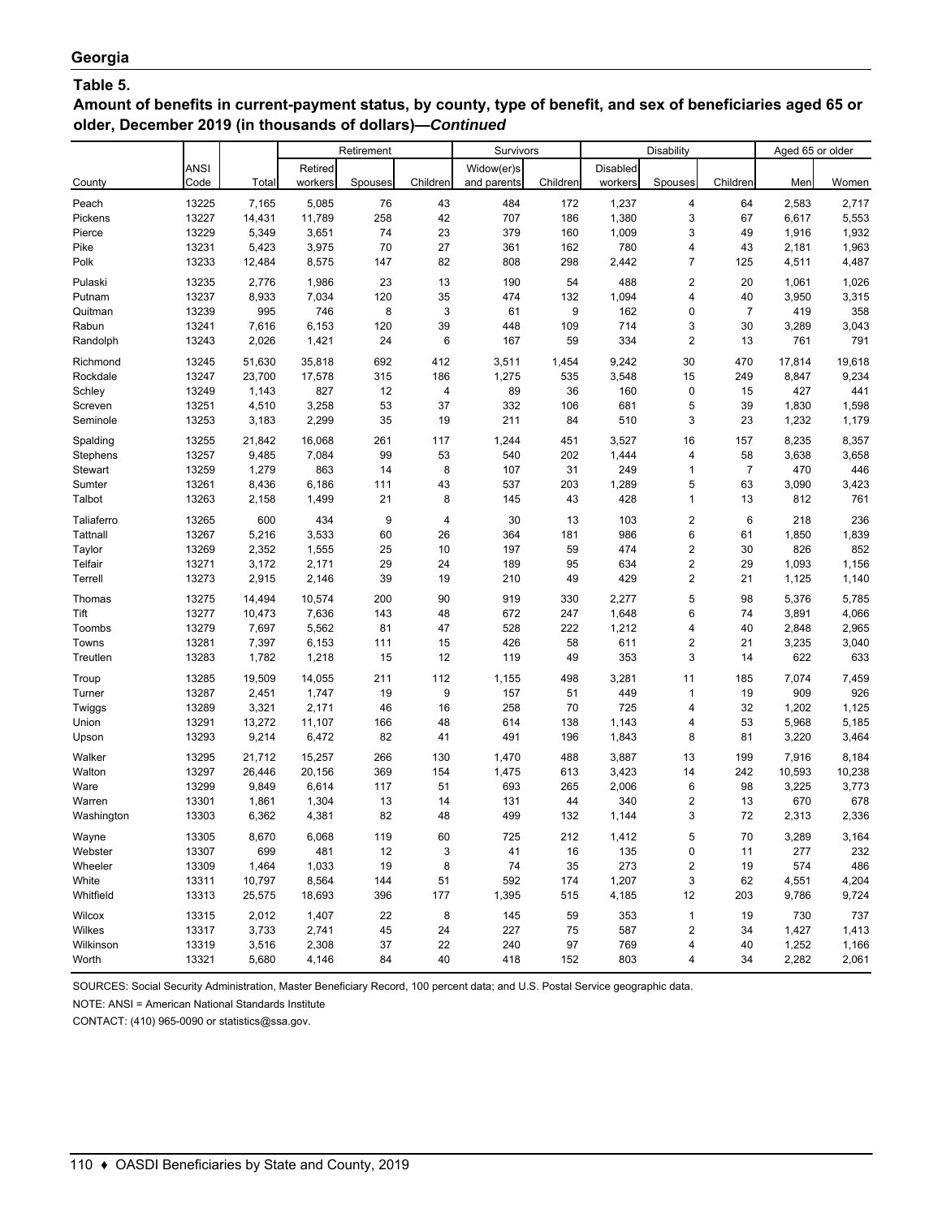**Georgia**

**Table 5.**

**Amount of benefits in current-payment status, by county, type of benefit, and sex of beneficiaries aged 65 or older, December 2019 (in thousands of dollars)—*Continued***

| | | | Retirement | | | Survivors | | Disability | | | Aged 65 or older | |
|---|---|---|---|---|---|---|---|---|---|---|---|---|
| County | ANSI Code | Total | Retired workers | Spouses | Children | Widow(er)s and parents | Children | Disabled workers | Spouses | Children | Men | Women |
| Peach | 13225 | 7,165 | 5,085 | 76 | 43 | 484 | 172 | 1,237 | 4 | 64 | 2,583 | 2,717 |
| Pickens | 13227 | 14,431 | 11,789 | 258 | 42 | 707 | 186 | 1,380 | 3 | 67 | 6,617 | 5,553 |
| Pierce | 13229 | 5,349 | 3,651 | 74 | 23 | 379 | 160 | 1,009 | 3 | 49 | 1,916 | 1,932 |
| Pike | 13231 | 5,423 | 3,975 | 70 | 27 | 361 | 162 | 780 | 4 | 43 | 2,181 | 1,963 |
| Polk | 13233 | 12,484 | 8,575 | 147 | 82 | 808 | 298 | 2,442 | 7 | 125 | 4,511 | 4,487 |
| Pulaski | 13235 | 2,776 | 1,986 | 23 | 13 | 190 | 54 | 488 | 2 | 20 | 1,061 | 1,026 |
| Putnam | 13237 | 8,933 | 7,034 | 120 | 35 | 474 | 132 | 1,094 | 4 | 40 | 3,950 | 3,315 |
| Quitman | 13239 | 995 | 746 | 8 | 3 | 61 | 9 | 162 | 0 | 7 | 419 | 358 |
| Rabun | 13241 | 7,616 | 6,153 | 120 | 39 | 448 | 109 | 714 | 3 | 30 | 3,289 | 3,043 |
| Randolph | 13243 | 2,026 | 1,421 | 24 | 6 | 167 | 59 | 334 | 2 | 13 | 761 | 791 |
| Richmond | 13245 | 51,630 | 35,818 | 692 | 412 | 3,511 | 1,454 | 9,242 | 30 | 470 | 17,814 | 19,618 |
| Rockdale | 13247 | 23,700 | 17,578 | 315 | 186 | 1,275 | 535 | 3,548 | 15 | 249 | 8,847 | 9,234 |
| Schley | 13249 | 1,143 | 827 | 12 | 4 | 89 | 36 | 160 | 0 | 15 | 427 | 441 |
| Screven | 13251 | 4,510 | 3,258 | 53 | 37 | 332 | 106 | 681 | 5 | 39 | 1,830 | 1,598 |
| Seminole | 13253 | 3,183 | 2,299 | 35 | 19 | 211 | 84 | 510 | 3 | 23 | 1,232 | 1,179 |
| Spalding | 13255 | 21,842 | 16,068 | 261 | 117 | 1,244 | 451 | 3,527 | 16 | 157 | 8,235 | 8,357 |
| Stephens | 13257 | 9,485 | 7,084 | 99 | 53 | 540 | 202 | 1,444 | 4 | 58 | 3,638 | 3,658 |
| Stewart | 13259 | 1,279 | 863 | 14 | 8 | 107 | 31 | 249 | 1 | 7 | 470 | 446 |
| Sumter | 13261 | 8,436 | 6,186 | 111 | 43 | 537 | 203 | 1,289 | 5 | 63 | 3,090 | 3,423 |
| Talbot | 13263 | 2,158 | 1,499 | 21 | 8 | 145 | 43 | 428 | 1 | 13 | 812 | 761 |
| Taliaferro | 13265 | 600 | 434 | 9 | 4 | 30 | 13 | 103 | 2 | 6 | 218 | 236 |
| Tattnall | 13267 | 5,216 | 3,533 | 60 | 26 | 364 | 181 | 986 | 6 | 61 | 1,850 | 1,839 |
| Taylor | 13269 | 2,352 | 1,555 | 25 | 10 | 197 | 59 | 474 | 2 | 30 | 826 | 852 |
| Telfair | 13271 | 3,172 | 2,171 | 29 | 24 | 189 | 95 | 634 | 2 | 29 | 1,093 | 1,156 |
| Terrell | 13273 | 2,915 | 2,146 | 39 | 19 | 210 | 49 | 429 | 2 | 21 | 1,125 | 1,140 |
| Thomas | 13275 | 14,494 | 10,574 | 200 | 90 | 919 | 330 | 2,277 | 5 | 98 | 5,376 | 5,785 |
| Tift | 13277 | 10,473 | 7,636 | 143 | 48 | 672 | 247 | 1,648 | 6 | 74 | 3,891 | 4,066 |
| Toombs | 13279 | 7,697 | 5,562 | 81 | 47 | 528 | 222 | 1,212 | 4 | 40 | 2,848 | 2,965 |
| Towns | 13281 | 7,397 | 6,153 | 111 | 15 | 426 | 58 | 611 | 2 | 21 | 3,235 | 3,040 |
| Treutlen | 13283 | 1,782 | 1,218 | 15 | 12 | 119 | 49 | 353 | 3 | 14 | 622 | 633 |
| Troup | 13285 | 19,509 | 14,055 | 211 | 112 | 1,155 | 498 | 3,281 | 11 | 185 | 7,074 | 7,459 |
| Turner | 13287 | 2,451 | 1,747 | 19 | 9 | 157 | 51 | 449 | 1 | 19 | 909 | 926 |
| Twiggs | 13289 | 3,321 | 2,171 | 46 | 16 | 258 | 70 | 725 | 4 | 32 | 1,202 | 1,125 |
| Union | 13291 | 13,272 | 11,107 | 166 | 48 | 614 | 138 | 1,143 | 4 | 53 | 5,968 | 5,185 |
| Upson | 13293 | 9,214 | 6,472 | 82 | 41 | 491 | 196 | 1,843 | 8 | 81 | 3,220 | 3,464 |
| Walker | 13295 | 21,712 | 15,257 | 266 | 130 | 1,470 | 488 | 3,887 | 13 | 199 | 7,916 | 8,184 |
| Walton | 13297 | 26,446 | 20,156 | 369 | 154 | 1,475 | 613 | 3,423 | 14 | 242 | 10,593 | 10,238 |
| Ware | 13299 | 9,849 | 6,614 | 117 | 51 | 693 | 265 | 2,006 | 6 | 98 | 3,225 | 3,773 |
| Warren | 13301 | 1,861 | 1,304 | 13 | 14 | 131 | 44 | 340 | 2 | 13 | 670 | 678 |
| Washington | 13303 | 6,362 | 4,381 | 82 | 48 | 499 | 132 | 1,144 | 3 | 72 | 2,313 | 2,336 |
| Wayne | 13305 | 8,670 | 6,068 | 119 | 60 | 725 | 212 | 1,412 | 5 | 70 | 3,289 | 3,164 |
| Webster | 13307 | 699 | 481 | 12 | 3 | 41 | 16 | 135 | 0 | 11 | 277 | 232 |
| Wheeler | 13309 | 1,464 | 1,033 | 19 | 8 | 74 | 35 | 273 | 2 | 19 | 574 | 486 |
| White | 13311 | 10,797 | 8,564 | 144 | 51 | 592 | 174 | 1,207 | 3 | 62 | 4,551 | 4,204 |
| Whitfield | 13313 | 25,575 | 18,693 | 396 | 177 | 1,395 | 515 | 4,185 | 12 | 203 | 9,786 | 9,724 |
| Wilcox | 13315 | 2,012 | 1,407 | 22 | 8 | 145 | 59 | 353 | 1 | 19 | 730 | 737 |
| Wilkes | 13317 | 3,733 | 2,741 | 45 | 24 | 227 | 75 | 587 | 2 | 34 | 1,427 | 1,413 |
| Wilkinson | 13319 | 3,516 | 2,308 | 37 | 22 | 240 | 97 | 769 | 4 | 40 | 1,252 | 1,166 |
| Worth | 13321 | 5,680 | 4,146 | 84 | 40 | 418 | 152 | 803 | 4 | 34 | 2,282 | 2,061 |

SOURCES: Social Security Administration, Master Beneficiary Record, 100 percent data; and U.S. Postal Service geographic data.

NOTE: ANSI = American National Standards Institute

CONTACT: (410) 965-0090 or statistics@ssa.gov.